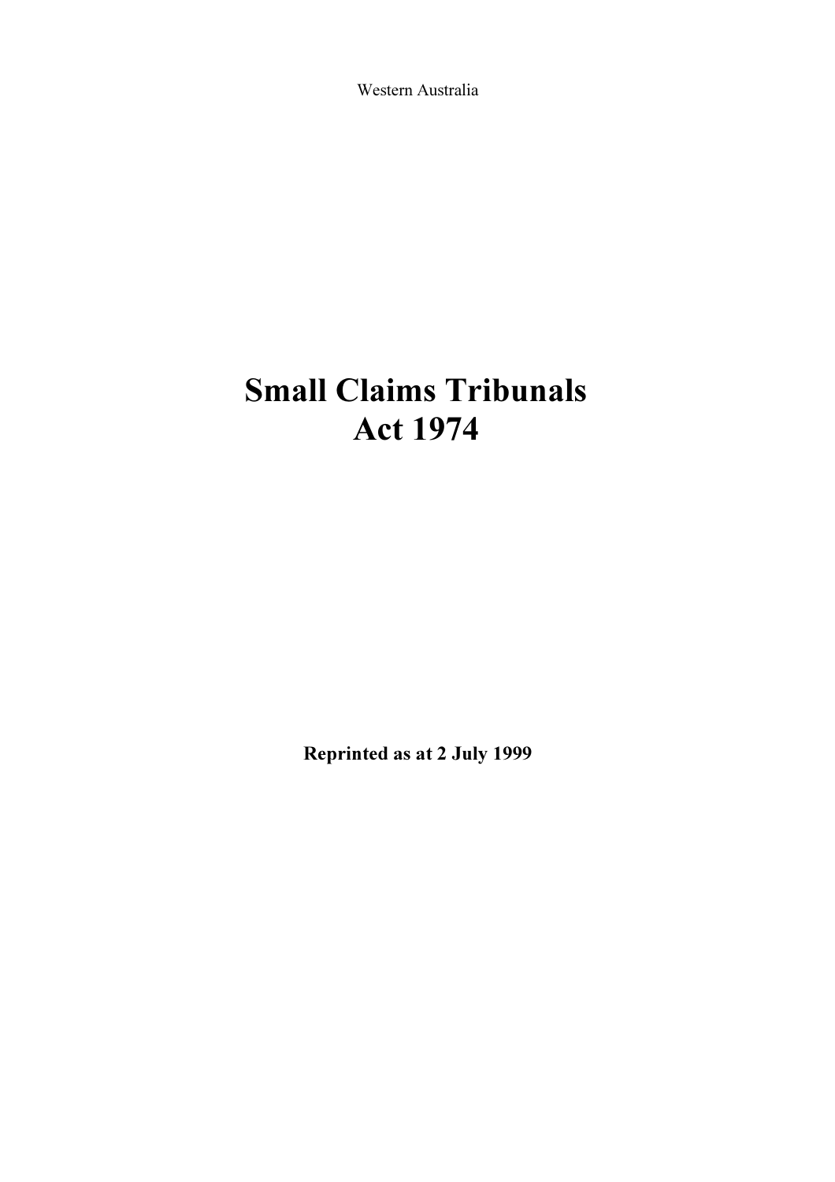Western Australia

# Small Claims Tribunals Act 1974

**Reprinted as at 2 July 1999**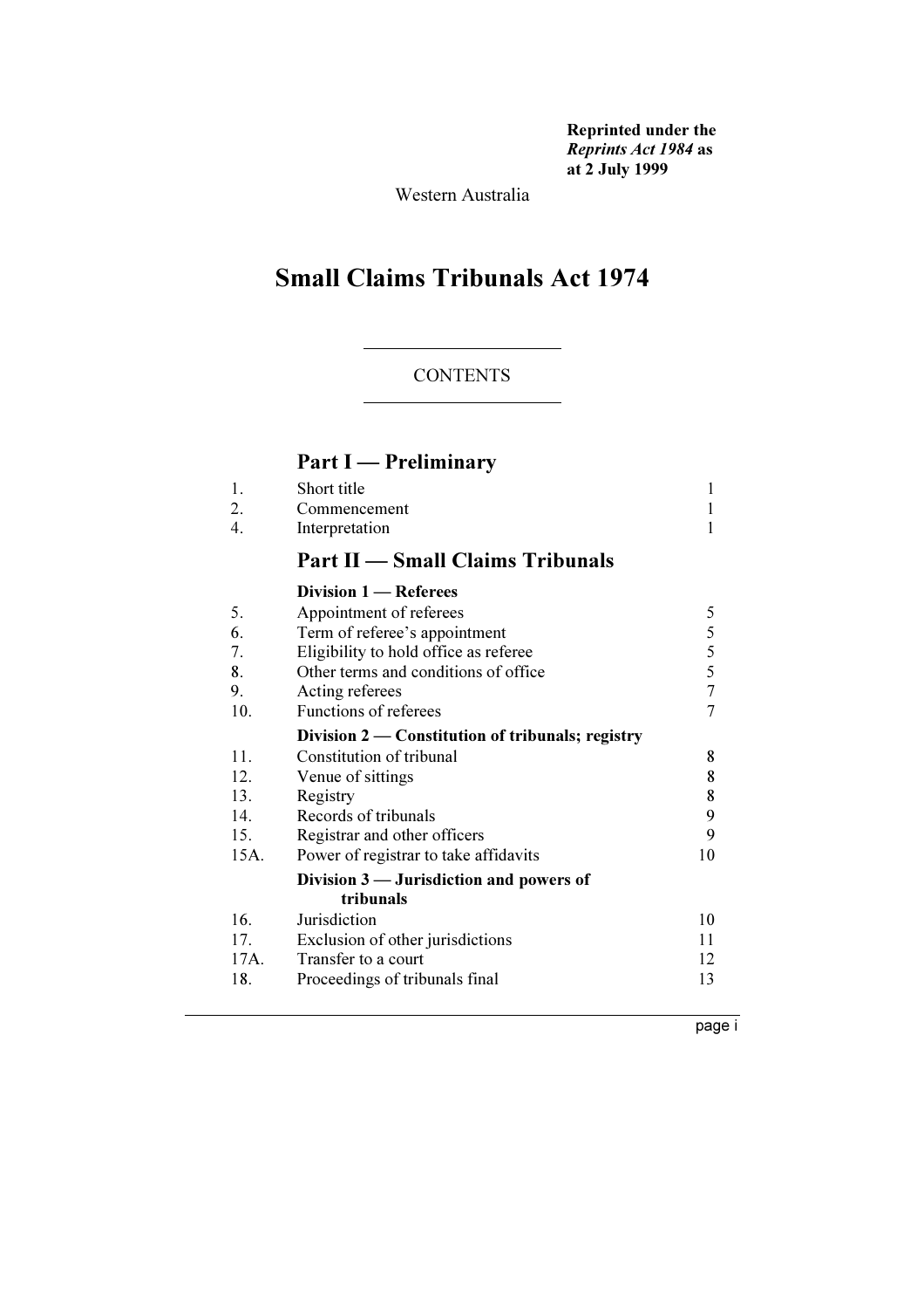**Reprinted under the *Reprints Act 1984* as at 2 July 1999**

Western Australia

# Small Claims Tribunals Act 1974

CONTENTS

## Part I — Preliminary

| | | |
|---|---|---|
| 1. | Short title | 1 |
| 2. | Commencement | 1 |
| 4. | Interpretation | 1 |

## Part II — Small Claims Tribunals

### Division 1 — Referees

| | | |
|---|---|---|
| 5. | Appointment of referees | 5 |
| 6. | Term of referee's appointment | 5 |
| 7. | Eligibility to hold office as referee | 5 |
| 8. | Other terms and conditions of office | 5 |
| 9. | Acting referees | 7 |
| 10. | Functions of referees | 7 |

### Division 2 — Constitution of tribunals; registry

| | | |
|---|---|---|
| 11. | Constitution of tribunal | 8 |
| 12. | Venue of sittings | 8 |
| 13. | Registry | 8 |
| 14. | Records of tribunals | 9 |
| 15. | Registrar and other officers | 9 |
| 15A. | Power of registrar to take affidavits | 10 |

### Division 3 — Jurisdiction and powers of tribunals

| | | |
|---|---|---|
| 16. | Jurisdiction | 10 |
| 17. | Exclusion of other jurisdictions | 11 |
| 17A. | Transfer to a court | 12 |
| 18. | Proceedings of tribunals final | 13 |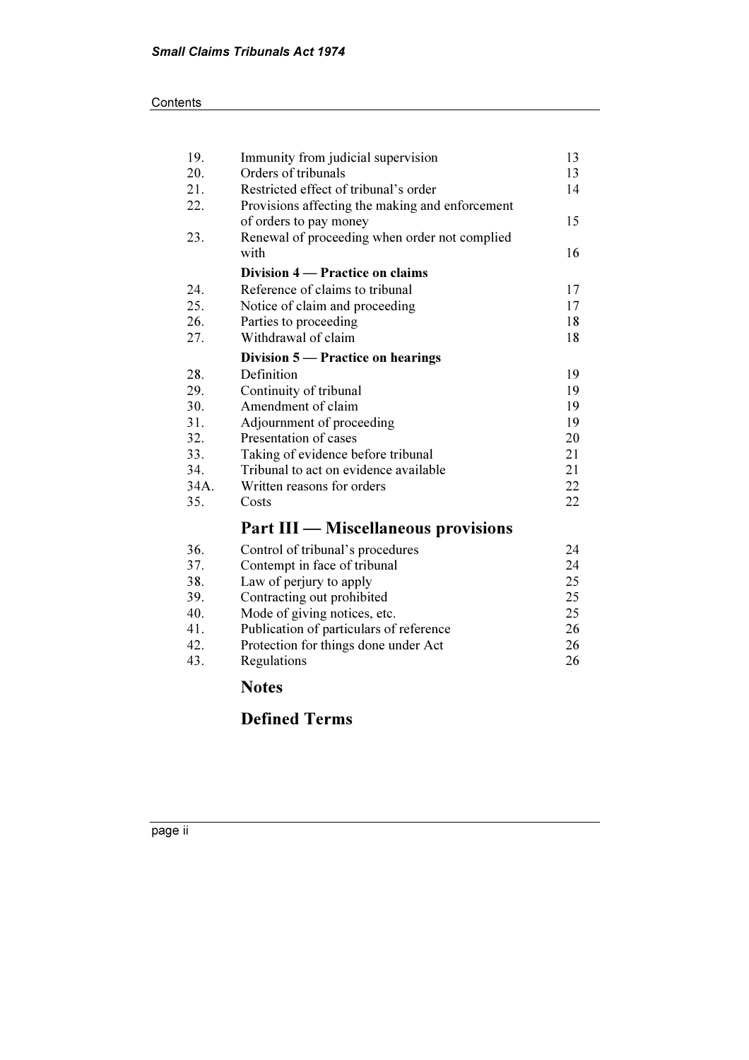| | | |
|---|---|---|
| 19. | Immunity from judicial supervision | 13 |
| 20. | Orders of tribunals | 13 |
| 21. | Restricted effect of tribunal's order | 14 |
| 22. | Provisions affecting the making and enforcement of orders to pay money | 15 |
| 23. | Renewal of proceeding when order not complied with | 16 |
| | **Division 4 — Practice on claims** | |
| 24. | Reference of claims to tribunal | 17 |
| 25. | Notice of claim and proceeding | 17 |
| 26. | Parties to proceeding | 18 |
| 27. | Withdrawal of claim | 18 |
| | **Division 5 — Practice on hearings** | |
| 28. | Definition | 19 |
| 29. | Continuity of tribunal | 19 |
| 30. | Amendment of claim | 19 |
| 31. | Adjournment of proceeding | 19 |
| 32. | Presentation of cases | 20 |
| 33. | Taking of evidence before tribunal | 21 |
| 34. | Tribunal to act on evidence available | 21 |
| 34A. | Written reasons for orders | 22 |
| 35. | Costs | 22 |

## Part III — Miscellaneous provisions

| | | |
|---|---|---|
| 36. | Control of tribunal's procedures | 24 |
| 37. | Contempt in face of tribunal | 24 |
| 38. | Law of perjury to apply | 25 |
| 39. | Contracting out prohibited | 25 |
| 40. | Mode of giving notices, etc. | 25 |
| 41. | Publication of particulars of reference | 26 |
| 42. | Protection for things done under Act | 26 |
| 43. | Regulations | 26 |

## Notes

## Defined Terms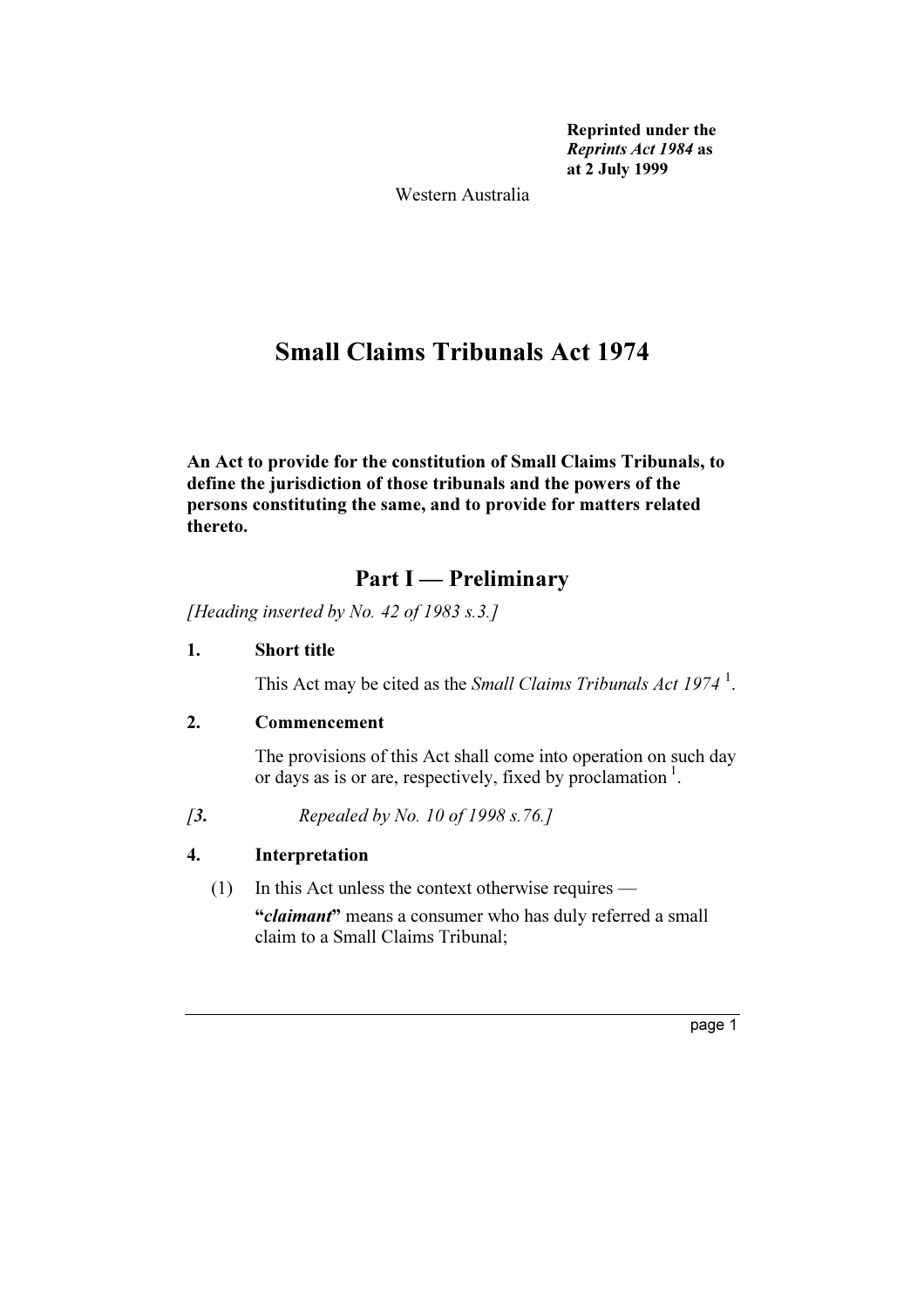**Reprinted under the *Reprints Act 1984* as at 2 July 1999**

Western Australia

# Small Claims Tribunals Act 1974

**An Act to provide for the constitution of Small Claims Tribunals, to define the jurisdiction of those tribunals and the powers of the persons constituting the same, and to provide for matters related thereto.**

## Part I — Preliminary

*[Heading inserted by No. 42 of 1983 s.3.]*

**1. Short title**

This Act may be cited as the *Small Claims Tribunals Act 1974* [1].

**2. Commencement**

The provisions of this Act shall come into operation on such day or days as is or are, respectively, fixed by proclamation [1].

*[**3.** Repealed by No. 10 of 1998 s.76.]*

**4. Interpretation**

(1) In this Act unless the context otherwise requires —

"***claimant***" means a consumer who has duly referred a small claim to a Small Claims Tribunal;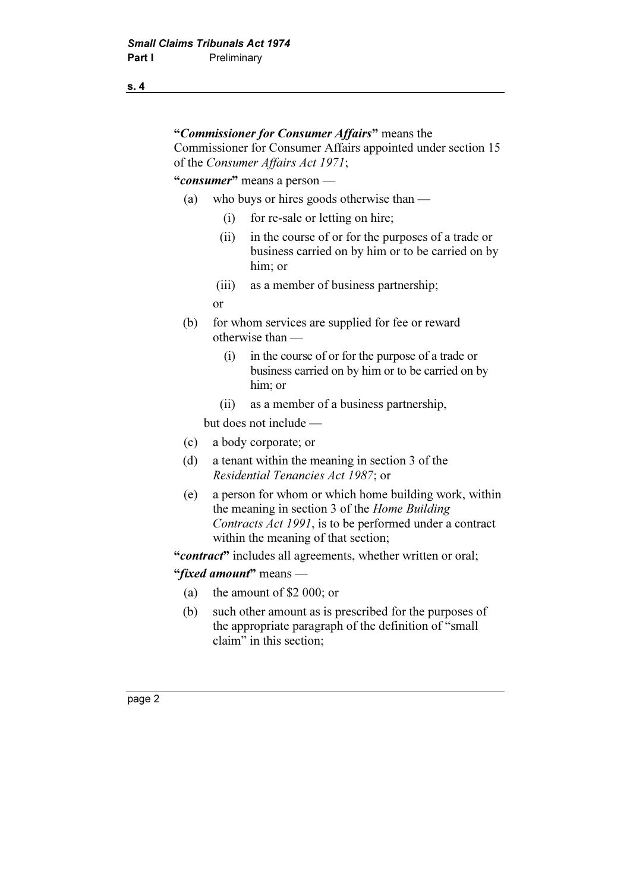"***Commissioner for Consumer Affairs***" means the Commissioner for Consumer Affairs appointed under section 15 of the *Consumer Affairs Act 1971*;

"***consumer***" means a person —

(a) who buys or hires goods otherwise than —

  (i) for re-sale or letting on hire;

  (ii) in the course of or for the purposes of a trade or business carried on by him or to be carried on by him; or

  (iii) as a member of business partnership;

 or

(b) for whom services are supplied for fee or reward otherwise than —

  (i) in the course of or for the purpose of a trade or business carried on by him or to be carried on by him; or

  (ii) as a member of a business partnership,

but does not include —

(c) a body corporate; or

(d) a tenant within the meaning in section 3 of the *Residential Tenancies Act 1987*; or

(e) a person for whom or which home building work, within the meaning in section 3 of the *Home Building Contracts Act 1991*, is to be performed under a contract within the meaning of that section;

"***contract***" includes all agreements, whether written or oral;

"***fixed amount***" means —

(a) the amount of $2 000; or

(b) such other amount as is prescribed for the purposes of the appropriate paragraph of the definition of "small claim" in this section;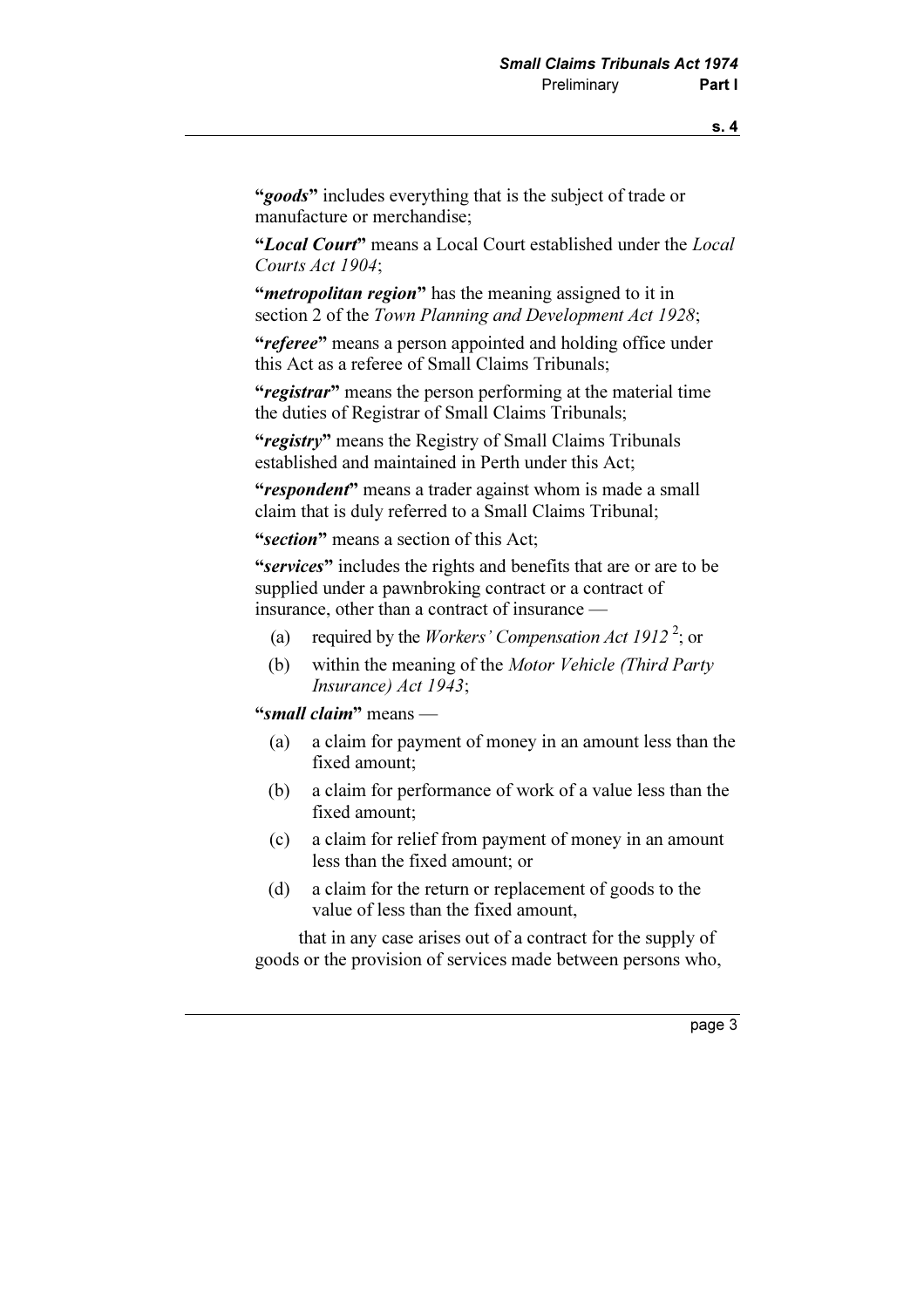"***goods***" includes everything that is the subject of trade or manufacture or merchandise;

"***Local Court***" means a Local Court established under the *Local Courts Act 1904*;

"***metropolitan region***" has the meaning assigned to it in section 2 of the *Town Planning and Development Act 1928*;

"***referee***" means a person appointed and holding office under this Act as a referee of Small Claims Tribunals;

"***registrar***" means the person performing at the material time the duties of Registrar of Small Claims Tribunals;

"***registry***" means the Registry of Small Claims Tribunals established and maintained in Perth under this Act;

"***respondent***" means a trader against whom is made a small claim that is duly referred to a Small Claims Tribunal;

"***section***" means a section of this Act;

"***services***" includes the rights and benefits that are or are to be supplied under a pawnbroking contract or a contract of insurance, other than a contract of insurance —

(a) required by the *Workers' Compensation Act 1912* [2]; or

(b) within the meaning of the *Motor Vehicle (Third Party Insurance) Act 1943*;

"***small claim***" means —

(a) a claim for payment of money in an amount less than the fixed amount;

(b) a claim for performance of work of a value less than the fixed amount;

(c) a claim for relief from payment of money in an amount less than the fixed amount; or

(d) a claim for the return or replacement of goods to the value of less than the fixed amount,

that in any case arises out of a contract for the supply of goods or the provision of services made between persons who,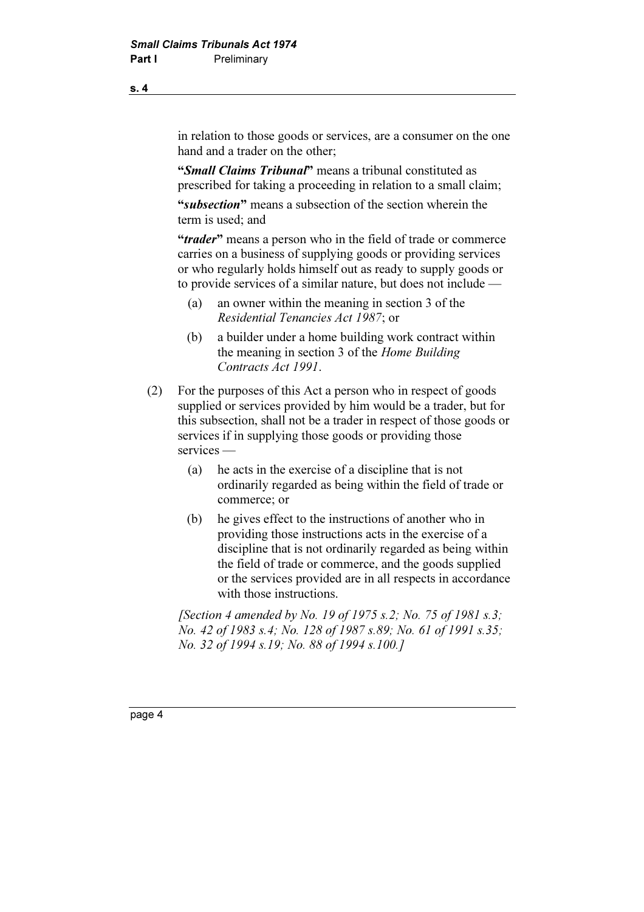in relation to those goods or services, are a consumer on the one hand and a trader on the other;

"***Small Claims Tribunal***" means a tribunal constituted as prescribed for taking a proceeding in relation to a small claim;

"***subsection***" means a subsection of the section wherein the term is used; and

"***trader***" means a person who in the field of trade or commerce carries on a business of supplying goods or providing services or who regularly holds himself out as ready to supply goods or to provide services of a similar nature, but does not include —

(a) an owner within the meaning in section 3 of the *Residential Tenancies Act 1987*; or

(b) a builder under a home building work contract within the meaning in section 3 of the *Home Building Contracts Act 1991*.

(2) For the purposes of this Act a person who in respect of goods supplied or services provided by him would be a trader, but for this subsection, shall not be a trader in respect of those goods or services if in supplying those goods or providing those services —

(a) he acts in the exercise of a discipline that is not ordinarily regarded as being within the field of trade or commerce; or

(b) he gives effect to the instructions of another who in providing those instructions acts in the exercise of a discipline that is not ordinarily regarded as being within the field of trade or commerce, and the goods supplied or the services provided are in all respects in accordance with those instructions.

*[Section 4 amended by No. 19 of 1975 s.2; No. 75 of 1981 s.3; No. 42 of 1983 s.4; No. 128 of 1987 s.89; No. 61 of 1991 s.35; No. 32 of 1994 s.19; No. 88 of 1994 s.100.]*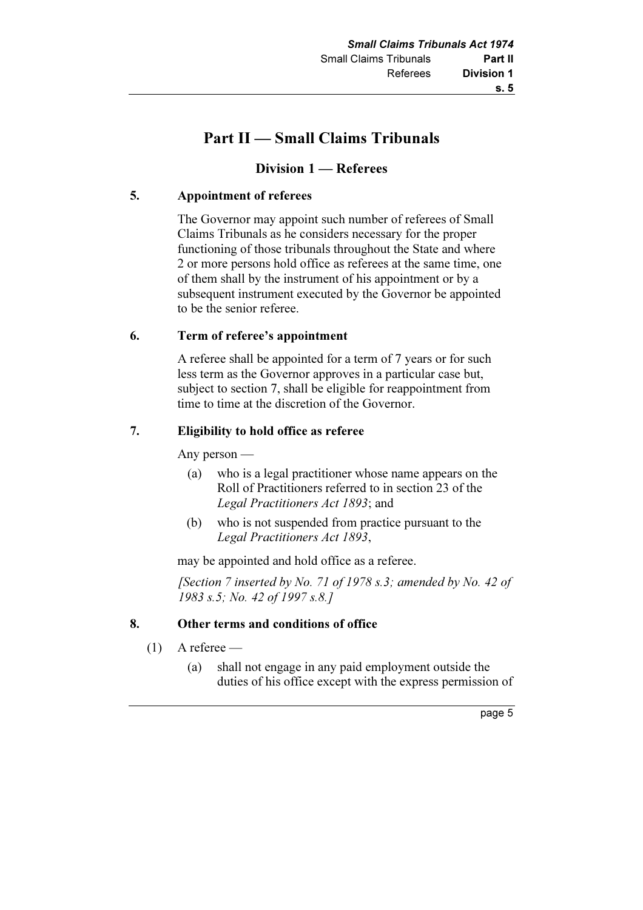# Part II — Small Claims Tribunals

## Division 1 — Referees

### 5. Appointment of referees

The Governor may appoint such number of referees of Small Claims Tribunals as he considers necessary for the proper functioning of those tribunals throughout the State and where 2 or more persons hold office as referees at the same time, one of them shall by the instrument of his appointment or by a subsequent instrument executed by the Governor be appointed to be the senior referee.

### 6. Term of referee's appointment

A referee shall be appointed for a term of 7 years or for such less term as the Governor approves in a particular case but, subject to section 7, shall be eligible for reappointment from time to time at the discretion of the Governor.

### 7. Eligibility to hold office as referee

Any person —

(a) who is a legal practitioner whose name appears on the Roll of Practitioners referred to in section 23 of the *Legal Practitioners Act 1893*; and

(b) who is not suspended from practice pursuant to the *Legal Practitioners Act 1893*,

may be appointed and hold office as a referee.

*[Section 7 inserted by No. 71 of 1978 s.3; amended by No. 42 of 1983 s.5; No. 42 of 1997 s.8.]*

### 8. Other terms and conditions of office

(1) A referee —

(a) shall not engage in any paid employment outside the duties of his office except with the express permission of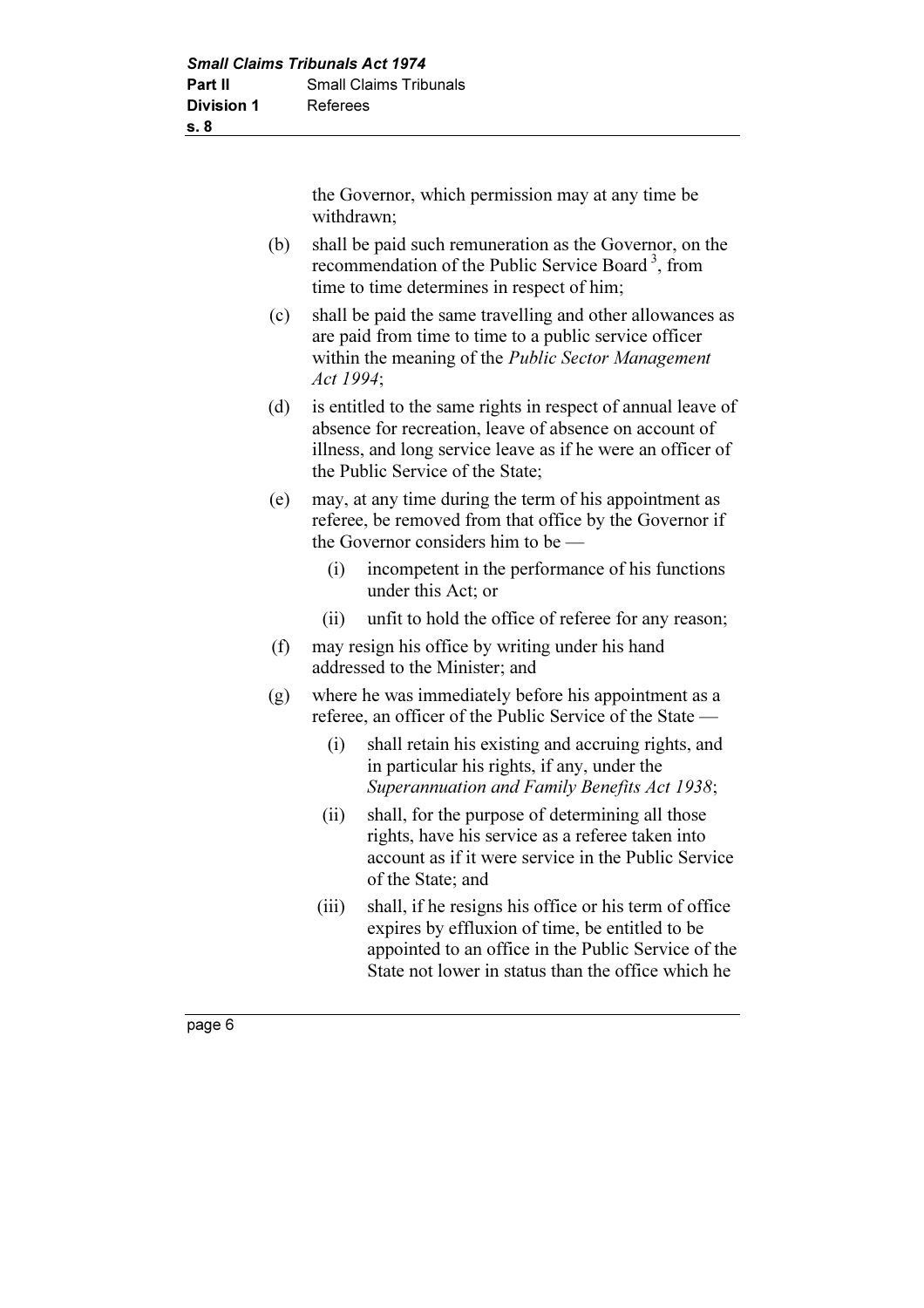the Governor, which permission may at any time be withdrawn;

(b) shall be paid such remuneration as the Governor, on the recommendation of the Public Service Board [3], from time to time determines in respect of him;

(c) shall be paid the same travelling and other allowances as are paid from time to time to a public service officer within the meaning of the *Public Sector Management Act 1994*;

(d) is entitled to the same rights in respect of annual leave of absence for recreation, leave of absence on account of illness, and long service leave as if he were an officer of the Public Service of the State;

(e) may, at any time during the term of his appointment as referee, be removed from that office by the Governor if the Governor considers him to be —

   (i) incompetent in the performance of his functions under this Act; or

   (ii) unfit to hold the office of referee for any reason;

(f) may resign his office by writing under his hand addressed to the Minister; and

(g) where he was immediately before his appointment as a referee, an officer of the Public Service of the State —

   (i) shall retain his existing and accruing rights, and in particular his rights, if any, under the *Superannuation and Family Benefits Act 1938*;

   (ii) shall, for the purpose of determining all those rights, have his service as a referee taken into account as if it were service in the Public Service of the State; and

   (iii) shall, if he resigns his office or his term of office expires by effluxion of time, be entitled to be appointed to an office in the Public Service of the State not lower in status than the office which he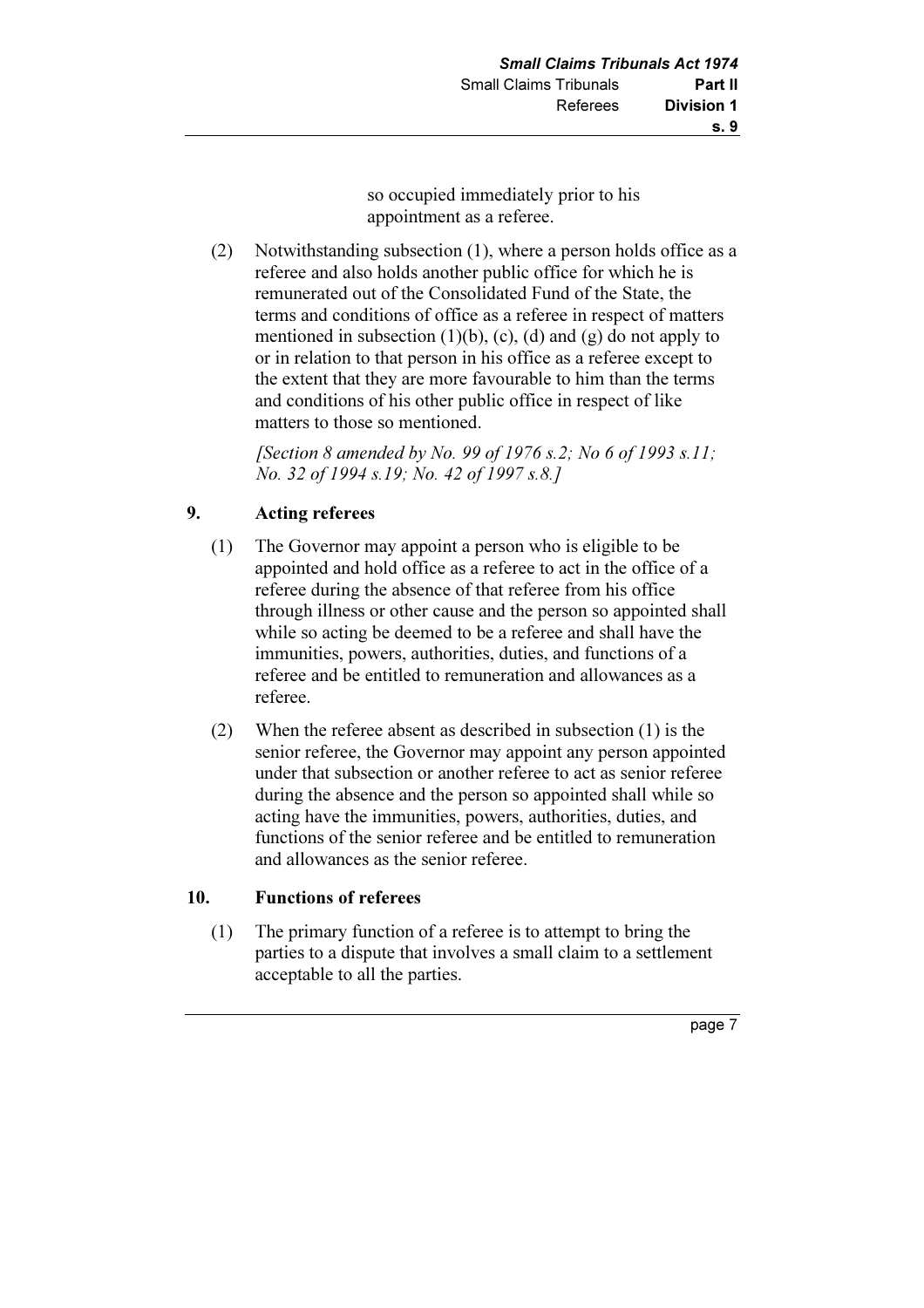so occupied immediately prior to his appointment as a referee.

(2) Notwithstanding subsection (1), where a person holds office as a referee and also holds another public office for which he is remunerated out of the Consolidated Fund of the State, the terms and conditions of office as a referee in respect of matters mentioned in subsection (1)(b), (c), (d) and (g) do not apply to or in relation to that person in his office as a referee except to the extent that they are more favourable to him than the terms and conditions of his other public office in respect of like matters to those so mentioned.

*[Section 8 amended by No. 99 of 1976 s.2; No 6 of 1993 s.11; No. 32 of 1994 s.19; No. 42 of 1997 s.8.]*

## 9. Acting referees

(1) The Governor may appoint a person who is eligible to be appointed and hold office as a referee to act in the office of a referee during the absence of that referee from his office through illness or other cause and the person so appointed shall while so acting be deemed to be a referee and shall have the immunities, powers, authorities, duties, and functions of a referee and be entitled to remuneration and allowances as a referee.

(2) When the referee absent as described in subsection (1) is the senior referee, the Governor may appoint any person appointed under that subsection or another referee to act as senior referee during the absence and the person so appointed shall while so acting have the immunities, powers, authorities, duties, and functions of the senior referee and be entitled to remuneration and allowances as the senior referee.

## 10. Functions of referees

(1) The primary function of a referee is to attempt to bring the parties to a dispute that involves a small claim to a settlement acceptable to all the parties.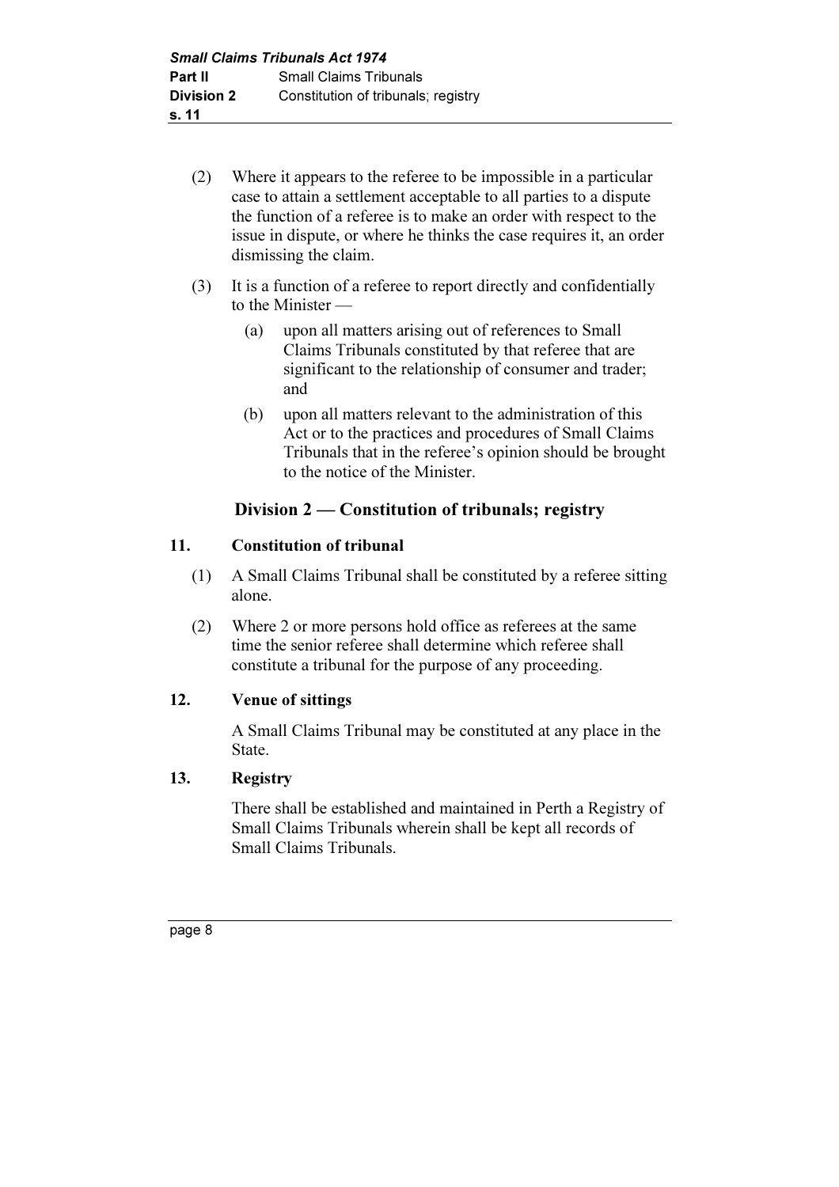(2) Where it appears to the referee to be impossible in a particular case to attain a settlement acceptable to all parties to a dispute the function of a referee is to make an order with respect to the issue in dispute, or where he thinks the case requires it, an order dismissing the claim.

(3) It is a function of a referee to report directly and confidentially to the Minister —

(a) upon all matters arising out of references to Small Claims Tribunals constituted by that referee that are significant to the relationship of consumer and trader; and

(b) upon all matters relevant to the administration of this Act or to the practices and procedures of Small Claims Tribunals that in the referee's opinion should be brought to the notice of the Minister.

## Division 2 — Constitution of tribunals; registry

### 11. Constitution of tribunal

(1) A Small Claims Tribunal shall be constituted by a referee sitting alone.

(2) Where 2 or more persons hold office as referees at the same time the senior referee shall determine which referee shall constitute a tribunal for the purpose of any proceeding.

### 12. Venue of sittings

A Small Claims Tribunal may be constituted at any place in the State.

### 13. Registry

There shall be established and maintained in Perth a Registry of Small Claims Tribunals wherein shall be kept all records of Small Claims Tribunals.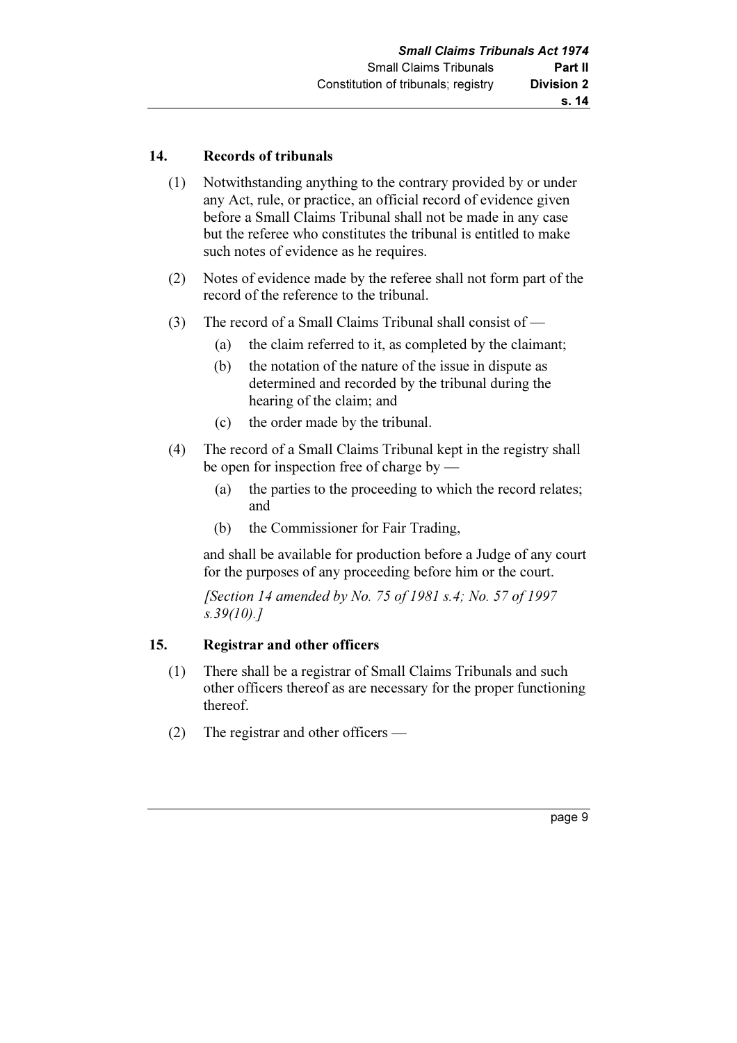## 14. Records of tribunals

(1) Notwithstanding anything to the contrary provided by or under any Act, rule, or practice, an official record of evidence given before a Small Claims Tribunal shall not be made in any case but the referee who constitutes the tribunal is entitled to make such notes of evidence as he requires.

(2) Notes of evidence made by the referee shall not form part of the record of the reference to the tribunal.

(3) The record of a Small Claims Tribunal shall consist of —

- (a) the claim referred to it, as completed by the claimant;
- (b) the notation of the nature of the issue in dispute as determined and recorded by the tribunal during the hearing of the claim; and
- (c) the order made by the tribunal.

(4) The record of a Small Claims Tribunal kept in the registry shall be open for inspection free of charge by —

- (a) the parties to the proceeding to which the record relates; and
- (b) the Commissioner for Fair Trading,

and shall be available for production before a Judge of any court for the purposes of any proceeding before him or the court.

*[Section 14 amended by No. 75 of 1981 s.4; No. 57 of 1997 s.39(10).]*

## 15. Registrar and other officers

(1) There shall be a registrar of Small Claims Tribunals and such other officers thereof as are necessary for the proper functioning thereof.

(2) The registrar and other officers —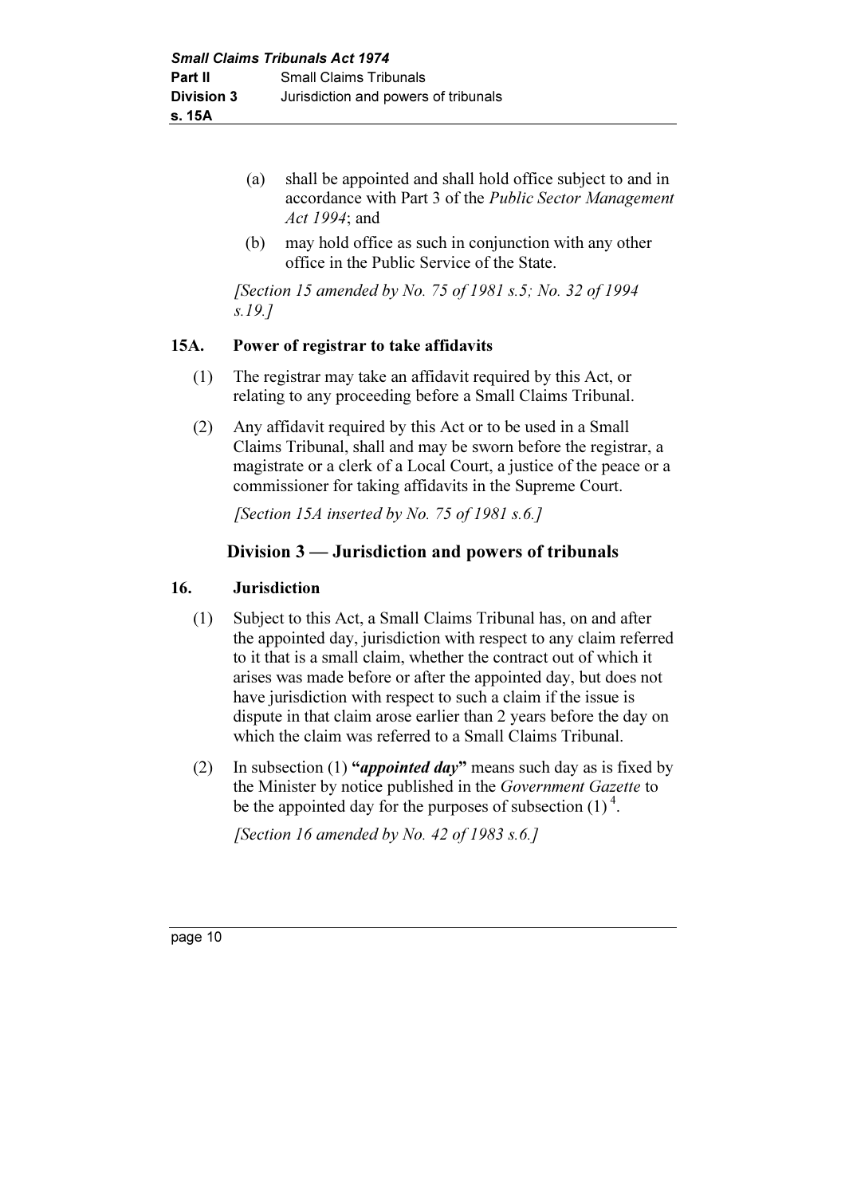(a) shall be appointed and shall hold office subject to and in accordance with Part 3 of the *Public Sector Management Act 1994*; and

(b) may hold office as such in conjunction with any other office in the Public Service of the State.

*[Section 15 amended by No. 75 of 1981 s.5; No. 32 of 1994 s.19.]*

**15A. Power of registrar to take affidavits**

(1) The registrar may take an affidavit required by this Act, or relating to any proceeding before a Small Claims Tribunal.

(2) Any affidavit required by this Act or to be used in a Small Claims Tribunal, shall and may be sworn before the registrar, a magistrate or a clerk of a Local Court, a justice of the peace or a commissioner for taking affidavits in the Supreme Court.

*[Section 15A inserted by No. 75 of 1981 s.6.]*

## Division 3 — Jurisdiction and powers of tribunals

**16. Jurisdiction**

(1) Subject to this Act, a Small Claims Tribunal has, on and after the appointed day, jurisdiction with respect to any claim referred to it that is a small claim, whether the contract out of which it arises was made before or after the appointed day, but does not have jurisdiction with respect to such a claim if the issue is dispute in that claim arose earlier than 2 years before the day on which the claim was referred to a Small Claims Tribunal.

(2) In subsection (1) "***appointed day***" means such day as is fixed by the Minister by notice published in the *Government Gazette* to be the appointed day for the purposes of subsection (1) [4].

*[Section 16 amended by No. 42 of 1983 s.6.]*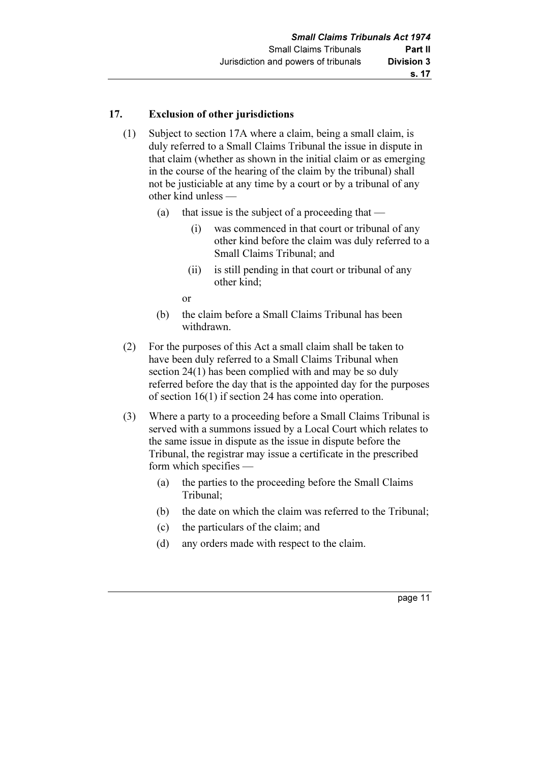## 17. Exclusion of other jurisdictions

(1) Subject to section 17A where a claim, being a small claim, is duly referred to a Small Claims Tribunal the issue in dispute in that claim (whether as shown in the initial claim or as emerging in the course of the hearing of the claim by the tribunal) shall not be justiciable at any time by a court or by a tribunal of any other kind unless —

- (a) that issue is the subject of a proceeding that —
  - (i) was commenced in that court or tribunal of any other kind before the claim was duly referred to a Small Claims Tribunal; and
  - (ii) is still pending in that court or tribunal of any other kind;

  or
- (b) the claim before a Small Claims Tribunal has been withdrawn.

(2) For the purposes of this Act a small claim shall be taken to have been duly referred to a Small Claims Tribunal when section 24(1) has been complied with and may be so duly referred before the day that is the appointed day for the purposes of section 16(1) if section 24 has come into operation.

(3) Where a party to a proceeding before a Small Claims Tribunal is served with a summons issued by a Local Court which relates to the same issue in dispute as the issue in dispute before the Tribunal, the registrar may issue a certificate in the prescribed form which specifies —

- (a) the parties to the proceeding before the Small Claims Tribunal;
- (b) the date on which the claim was referred to the Tribunal;
- (c) the particulars of the claim; and
- (d) any orders made with respect to the claim.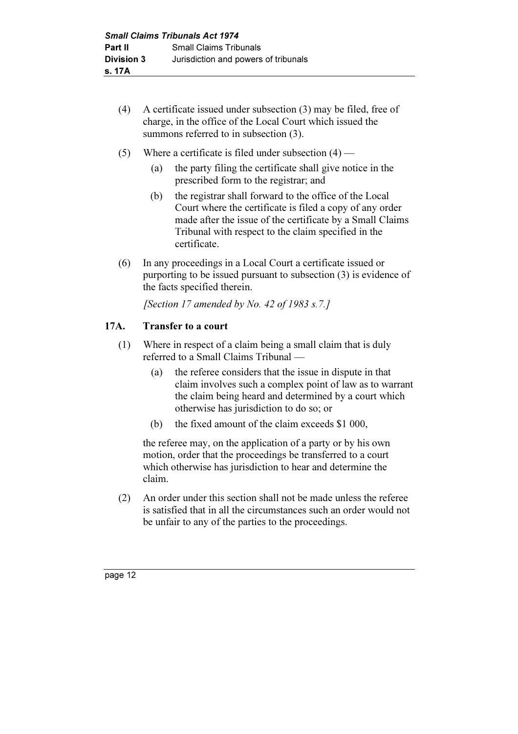(4) A certificate issued under subsection (3) may be filed, free of charge, in the office of the Local Court which issued the summons referred to in subsection (3).

(5) Where a certificate is filed under subsection (4) —

(a) the party filing the certificate shall give notice in the prescribed form to the registrar; and

(b) the registrar shall forward to the office of the Local Court where the certificate is filed a copy of any order made after the issue of the certificate by a Small Claims Tribunal with respect to the claim specified in the certificate.

(6) In any proceedings in a Local Court a certificate issued or purporting to be issued pursuant to subsection (3) is evidence of the facts specified therein.

*[Section 17 amended by No. 42 of 1983 s.7.]*

### 17A. Transfer to a court

(1) Where in respect of a claim being a small claim that is duly referred to a Small Claims Tribunal —

(a) the referee considers that the issue in dispute in that claim involves such a complex point of law as to warrant the claim being heard and determined by a court which otherwise has jurisdiction to do so; or

(b) the fixed amount of the claim exceeds $1 000,

the referee may, on the application of a party or by his own motion, order that the proceedings be transferred to a court which otherwise has jurisdiction to hear and determine the claim.

(2) An order under this section shall not be made unless the referee is satisfied that in all the circumstances such an order would not be unfair to any of the parties to the proceedings.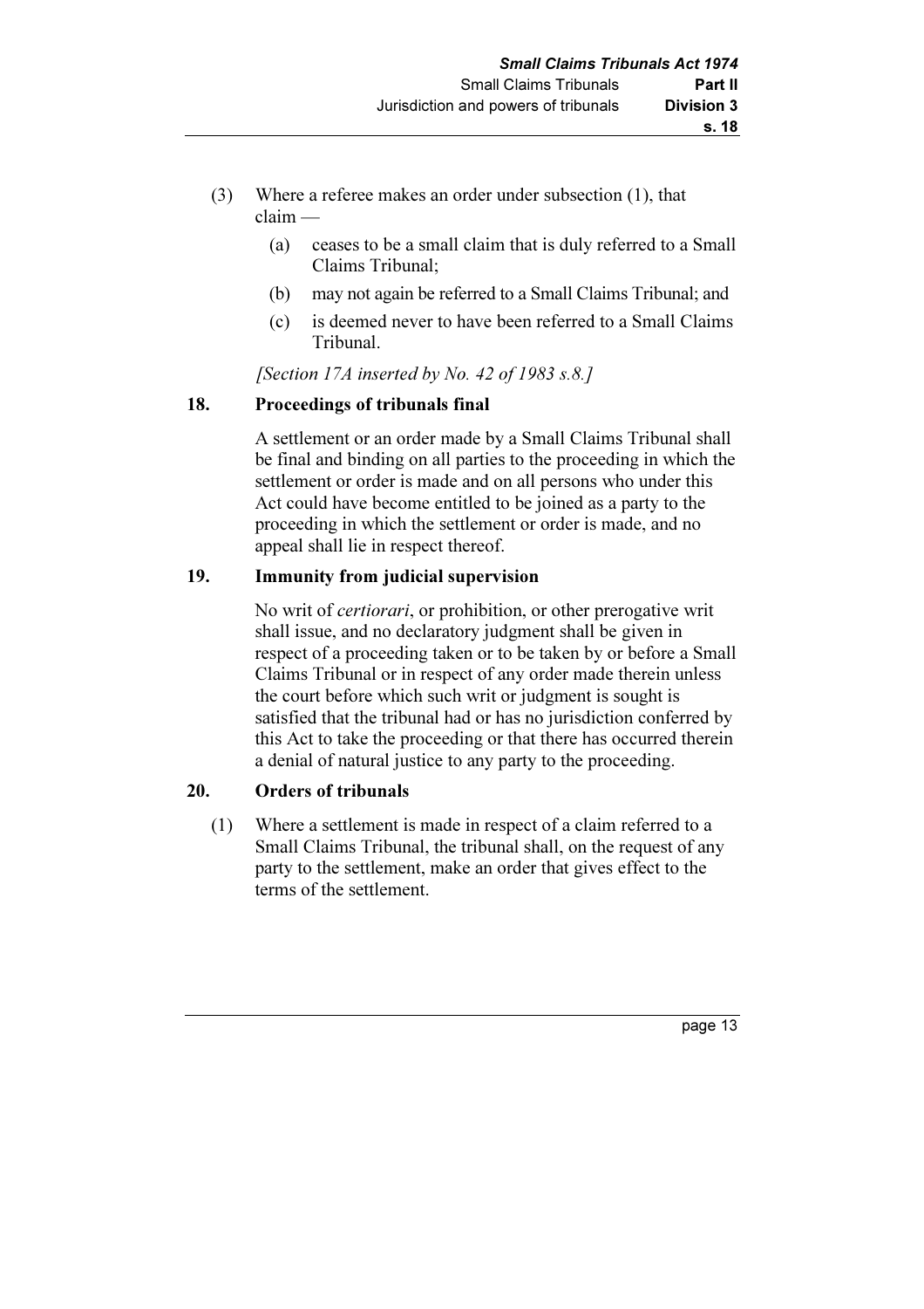(3) Where a referee makes an order under subsection (1), that claim —

(a) ceases to be a small claim that is duly referred to a Small Claims Tribunal;

(b) may not again be referred to a Small Claims Tribunal; and

(c) is deemed never to have been referred to a Small Claims Tribunal.

*[Section 17A inserted by No. 42 of 1983 s.8.]*

### 18. Proceedings of tribunals final

A settlement or an order made by a Small Claims Tribunal shall be final and binding on all parties to the proceeding in which the settlement or order is made and on all persons who under this Act could have become entitled to be joined as a party to the proceeding in which the settlement or order is made, and no appeal shall lie in respect thereof.

### 19. Immunity from judicial supervision

No writ of *certiorari*, or prohibition, or other prerogative writ shall issue, and no declaratory judgment shall be given in respect of a proceeding taken or to be taken by or before a Small Claims Tribunal or in respect of any order made therein unless the court before which such writ or judgment is sought is satisfied that the tribunal had or has no jurisdiction conferred by this Act to take the proceeding or that there has occurred therein a denial of natural justice to any party to the proceeding.

### 20. Orders of tribunals

(1) Where a settlement is made in respect of a claim referred to a Small Claims Tribunal, the tribunal shall, on the request of any party to the settlement, make an order that gives effect to the terms of the settlement.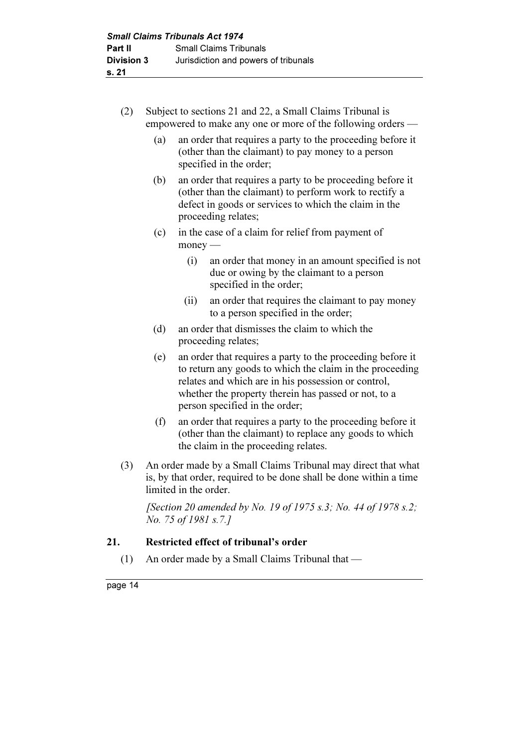(2) Subject to sections 21 and 22, a Small Claims Tribunal is empowered to make any one or more of the following orders —

(a) an order that requires a party to the proceeding before it (other than the claimant) to pay money to a person specified in the order;

(b) an order that requires a party to be proceeding before it (other than the claimant) to perform work to rectify a defect in goods or services to which the claim in the proceeding relates;

(c) in the case of a claim for relief from payment of money —

(i) an order that money in an amount specified is not due or owing by the claimant to a person specified in the order;

(ii) an order that requires the claimant to pay money to a person specified in the order;

(d) an order that dismisses the claim to which the proceeding relates;

(e) an order that requires a party to the proceeding before it to return any goods to which the claim in the proceeding relates and which are in his possession or control, whether the property therein has passed or not, to a person specified in the order;

(f) an order that requires a party to the proceeding before it (other than the claimant) to replace any goods to which the claim in the proceeding relates.

(3) An order made by a Small Claims Tribunal may direct that what is, by that order, required to be done shall be done within a time limited in the order.

*[Section 20 amended by No. 19 of 1975 s.3; No. 44 of 1978 s.2; No. 75 of 1981 s.7.]*

## 21. Restricted effect of tribunal's order

(1) An order made by a Small Claims Tribunal that —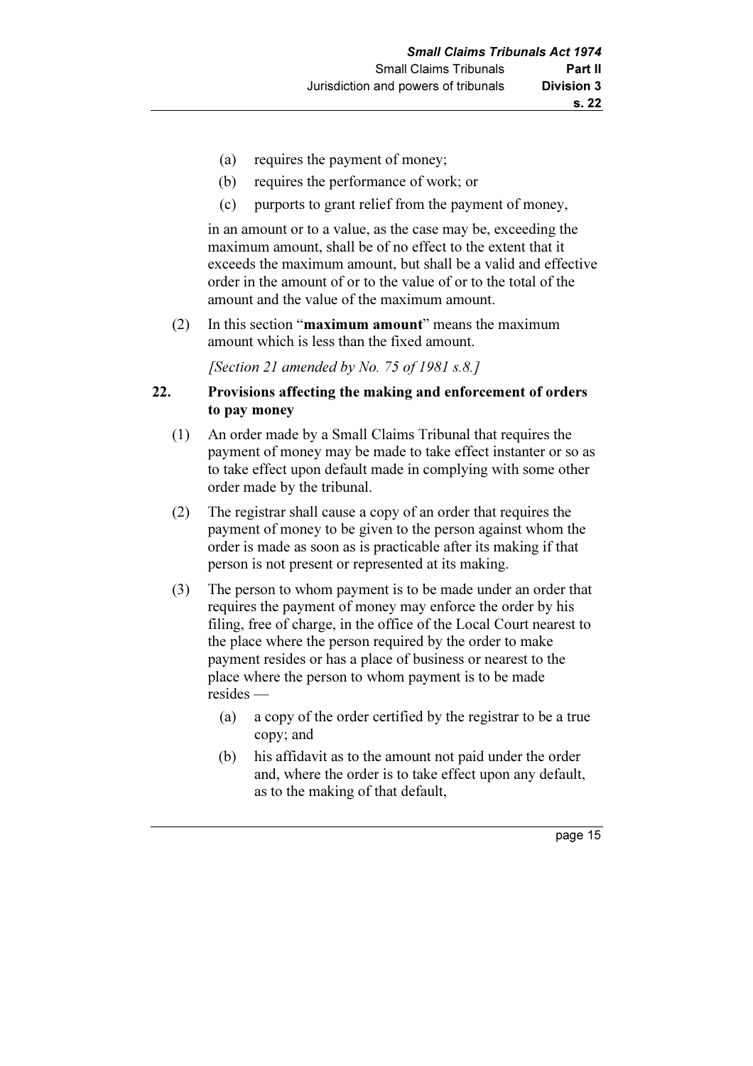(a) requires the payment of money;

(b) requires the performance of work; or

(c) purports to grant relief from the payment of money,

in an amount or to a value, as the case may be, exceeding the maximum amount, shall be of no effect to the extent that it exceeds the maximum amount, but shall be a valid and effective order in the amount of or to the value of or to the total of the amount and the value of the maximum amount.

(2) In this section "**maximum amount**" means the maximum amount which is less than the fixed amount.

*[Section 21 amended by No. 75 of 1981 s.8.]*

## 22. Provisions affecting the making and enforcement of orders to pay money

(1) An order made by a Small Claims Tribunal that requires the payment of money may be made to take effect instanter or so as to take effect upon default made in complying with some other order made by the tribunal.

(2) The registrar shall cause a copy of an order that requires the payment of money to be given to the person against whom the order is made as soon as is practicable after its making if that person is not present or represented at its making.

(3) The person to whom payment is to be made under an order that requires the payment of money may enforce the order by his filing, free of charge, in the office of the Local Court nearest to the place where the person required by the order to make payment resides or has a place of business or nearest to the place where the person to whom payment is to be made resides —

(a) a copy of the order certified by the registrar to be a true copy; and

(b) his affidavit as to the amount not paid under the order and, where the order is to take effect upon any default, as to the making of that default,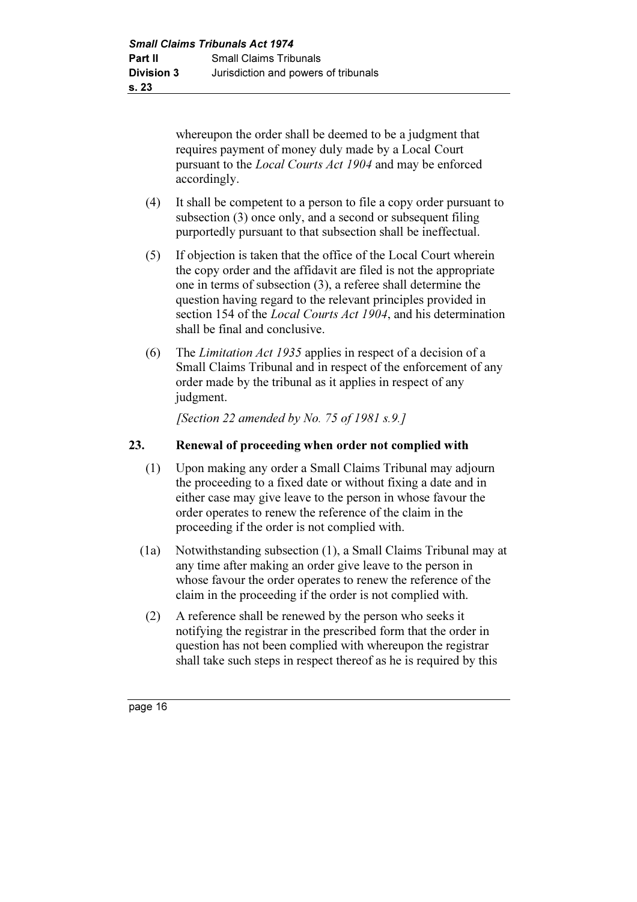whereupon the order shall be deemed to be a judgment that requires payment of money duly made by a Local Court pursuant to the *Local Courts Act 1904* and may be enforced accordingly.

(4) It shall be competent to a person to file a copy order pursuant to subsection (3) once only, and a second or subsequent filing purportedly pursuant to that subsection shall be ineffectual.

(5) If objection is taken that the office of the Local Court wherein the copy order and the affidavit are filed is not the appropriate one in terms of subsection (3), a referee shall determine the question having regard to the relevant principles provided in section 154 of the *Local Courts Act 1904*, and his determination shall be final and conclusive.

(6) The *Limitation Act 1935* applies in respect of a decision of a Small Claims Tribunal and in respect of the enforcement of any order made by the tribunal as it applies in respect of any judgment.

*[Section 22 amended by No. 75 of 1981 s.9.]*

## 23. Renewal of proceeding when order not complied with

(1) Upon making any order a Small Claims Tribunal may adjourn the proceeding to a fixed date or without fixing a date and in either case may give leave to the person in whose favour the order operates to renew the reference of the claim in the proceeding if the order is not complied with.

(1a) Notwithstanding subsection (1), a Small Claims Tribunal may at any time after making an order give leave to the person in whose favour the order operates to renew the reference of the claim in the proceeding if the order is not complied with.

(2) A reference shall be renewed by the person who seeks it notifying the registrar in the prescribed form that the order in question has not been complied with whereupon the registrar shall take such steps in respect thereof as he is required by this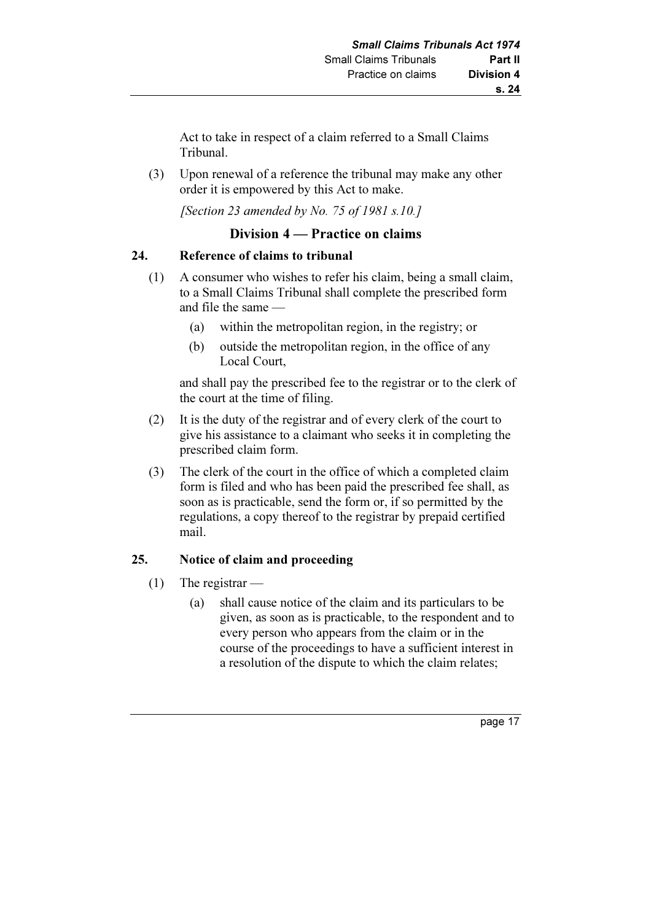Act to take in respect of a claim referred to a Small Claims Tribunal.

(3) Upon renewal of a reference the tribunal may make any other order it is empowered by this Act to make.

*[Section 23 amended by No. 75 of 1981 s.10.]*

## Division 4 — Practice on claims

### 24. Reference of claims to tribunal

(1) A consumer who wishes to refer his claim, being a small claim, to a Small Claims Tribunal shall complete the prescribed form and file the same —

  (a) within the metropolitan region, in the registry; or

  (b) outside the metropolitan region, in the office of any Local Court,

and shall pay the prescribed fee to the registrar or to the clerk of the court at the time of filing.

(2) It is the duty of the registrar and of every clerk of the court to give his assistance to a claimant who seeks it in completing the prescribed claim form.

(3) The clerk of the court in the office of which a completed claim form is filed and who has been paid the prescribed fee shall, as soon as is practicable, send the form or, if so permitted by the regulations, a copy thereof to the registrar by prepaid certified mail.

### 25. Notice of claim and proceeding

(1) The registrar —

  (a) shall cause notice of the claim and its particulars to be given, as soon as is practicable, to the respondent and to every person who appears from the claim or in the course of the proceedings to have a sufficient interest in a resolution of the dispute to which the claim relates;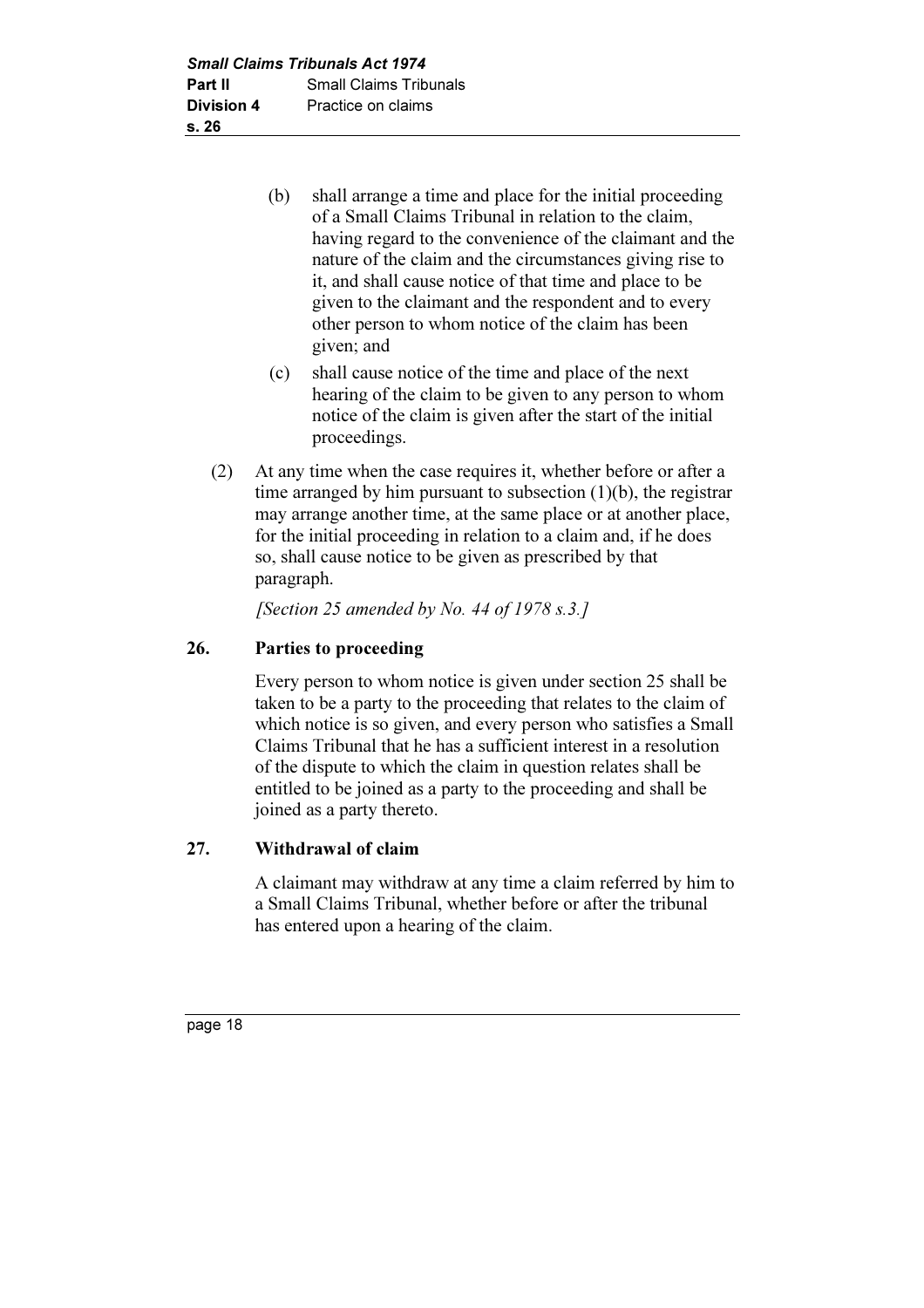(b) shall arrange a time and place for the initial proceeding of a Small Claims Tribunal in relation to the claim, having regard to the convenience of the claimant and the nature of the claim and the circumstances giving rise to it, and shall cause notice of that time and place to be given to the claimant and the respondent and to every other person to whom notice of the claim has been given; and

(c) shall cause notice of the time and place of the next hearing of the claim to be given to any person to whom notice of the claim is given after the start of the initial proceedings.

(2) At any time when the case requires it, whether before or after a time arranged by him pursuant to subsection (1)(b), the registrar may arrange another time, at the same place or at another place, for the initial proceeding in relation to a claim and, if he does so, shall cause notice to be given as prescribed by that paragraph.

*[Section 25 amended by No. 44 of 1978 s.3.]*

### 26. Parties to proceeding

Every person to whom notice is given under section 25 shall be taken to be a party to the proceeding that relates to the claim of which notice is so given, and every person who satisfies a Small Claims Tribunal that he has a sufficient interest in a resolution of the dispute to which the claim in question relates shall be entitled to be joined as a party to the proceeding and shall be joined as a party thereto.

### 27. Withdrawal of claim

A claimant may withdraw at any time a claim referred by him to a Small Claims Tribunal, whether before or after the tribunal has entered upon a hearing of the claim.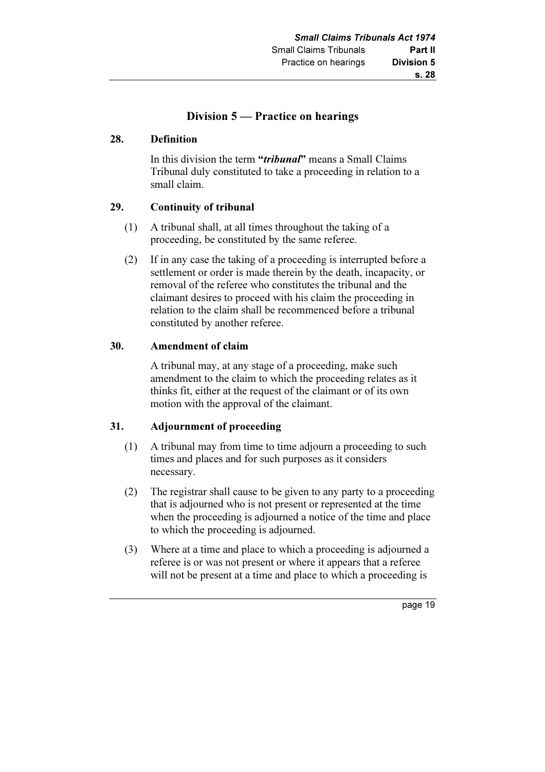## Division 5 — Practice on hearings

### 28. Definition

In this division the term "***tribunal***" means a Small Claims Tribunal duly constituted to take a proceeding in relation to a small claim.

### 29. Continuity of tribunal

(1) A tribunal shall, at all times throughout the taking of a proceeding, be constituted by the same referee.

(2) If in any case the taking of a proceeding is interrupted before a settlement or order is made therein by the death, incapacity, or removal of the referee who constitutes the tribunal and the claimant desires to proceed with his claim the proceeding in relation to the claim shall be recommenced before a tribunal constituted by another referee.

### 30. Amendment of claim

A tribunal may, at any stage of a proceeding, make such amendment to the claim to which the proceeding relates as it thinks fit, either at the request of the claimant or of its own motion with the approval of the claimant.

### 31. Adjournment of proceeding

(1) A tribunal may from time to time adjourn a proceeding to such times and places and for such purposes as it considers necessary.

(2) The registrar shall cause to be given to any party to a proceeding that is adjourned who is not present or represented at the time when the proceeding is adjourned a notice of the time and place to which the proceeding is adjourned.

(3) Where at a time and place to which a proceeding is adjourned a referee is or was not present or where it appears that a referee will not be present at a time and place to which a proceeding is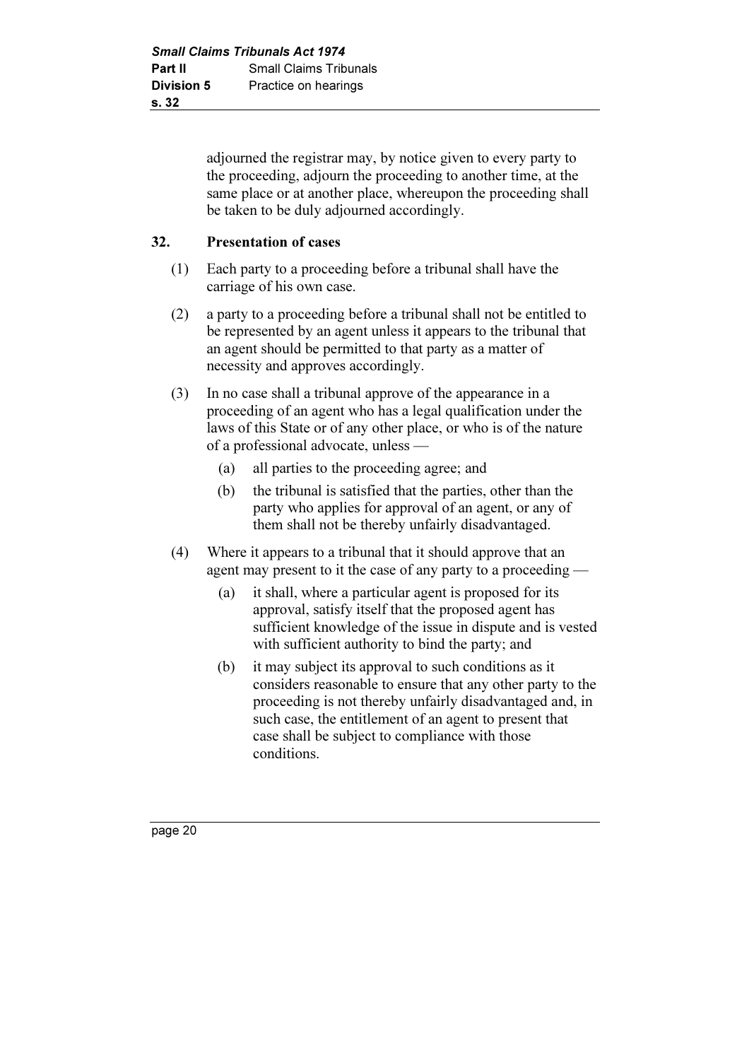adjourned the registrar may, by notice given to every party to the proceeding, adjourn the proceeding to another time, at the same place or at another place, whereupon the proceeding shall be taken to be duly adjourned accordingly.

## 32. Presentation of cases

(1) Each party to a proceeding before a tribunal shall have the carriage of his own case.

(2) a party to a proceeding before a tribunal shall not be entitled to be represented by an agent unless it appears to the tribunal that an agent should be permitted to that party as a matter of necessity and approves accordingly.

(3) In no case shall a tribunal approve of the appearance in a proceeding of an agent who has a legal qualification under the laws of this State or of any other place, or who is of the nature of a professional advocate, unless —

  (a) all parties to the proceeding agree; and

  (b) the tribunal is satisfied that the parties, other than the party who applies for approval of an agent, or any of them shall not be thereby unfairly disadvantaged.

(4) Where it appears to a tribunal that it should approve that an agent may present to it the case of any party to a proceeding —

  (a) it shall, where a particular agent is proposed for its approval, satisfy itself that the proposed agent has sufficient knowledge of the issue in dispute and is vested with sufficient authority to bind the party; and

  (b) it may subject its approval to such conditions as it considers reasonable to ensure that any other party to the proceeding is not thereby unfairly disadvantaged and, in such case, the entitlement of an agent to present that case shall be subject to compliance with those conditions.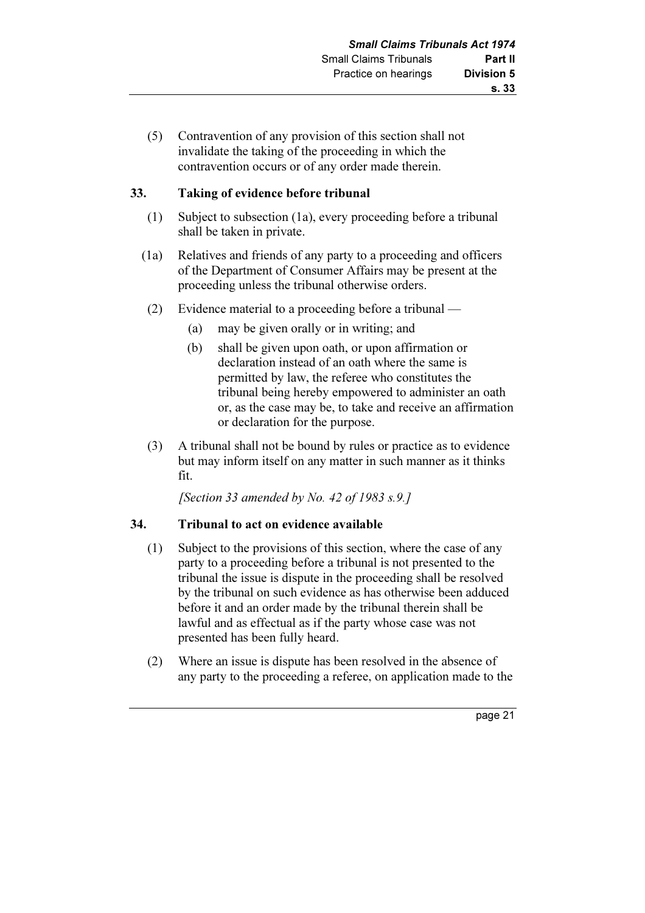(5) Contravention of any provision of this section shall not invalidate the taking of the proceeding in which the contravention occurs or of any order made therein.

## 33. Taking of evidence before tribunal

(1) Subject to subsection (1a), every proceeding before a tribunal shall be taken in private.

(1a) Relatives and friends of any party to a proceeding and officers of the Department of Consumer Affairs may be present at the proceeding unless the tribunal otherwise orders.

(2) Evidence material to a proceeding before a tribunal —

- (a) may be given orally or in writing; and
- (b) shall be given upon oath, or upon affirmation or declaration instead of an oath where the same is permitted by law, the referee who constitutes the tribunal being hereby empowered to administer an oath or, as the case may be, to take and receive an affirmation or declaration for the purpose.

(3) A tribunal shall not be bound by rules or practice as to evidence but may inform itself on any matter in such manner as it thinks fit.

*[Section 33 amended by No. 42 of 1983 s.9.]*

## 34. Tribunal to act on evidence available

(1) Subject to the provisions of this section, where the case of any party to a proceeding before a tribunal is not presented to the tribunal the issue is dispute in the proceeding shall be resolved by the tribunal on such evidence as has otherwise been adduced before it and an order made by the tribunal therein shall be lawful and as effectual as if the party whose case was not presented has been fully heard.

(2) Where an issue is dispute has been resolved in the absence of any party to the proceeding a referee, on application made to the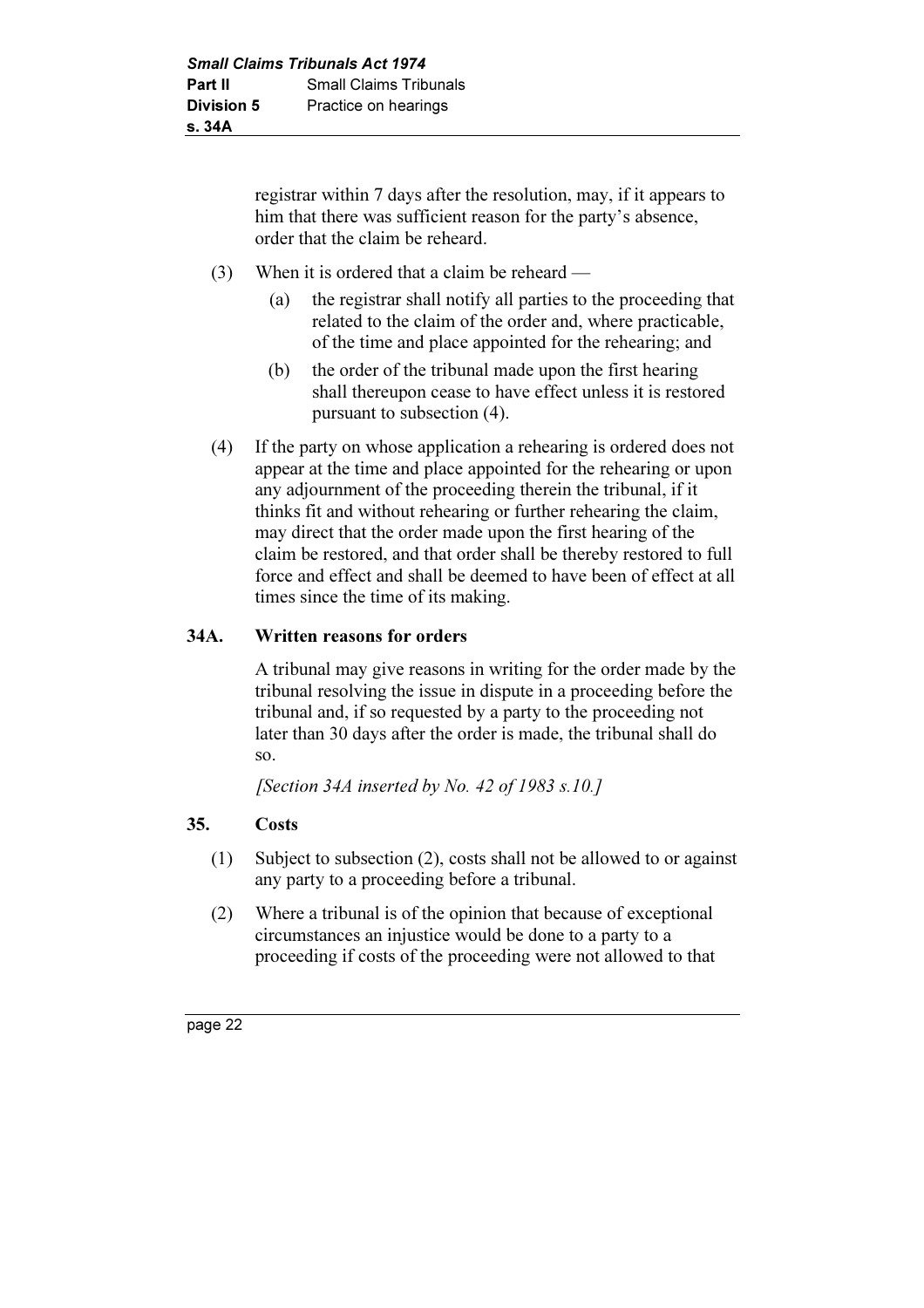registrar within 7 days after the resolution, may, if it appears to him that there was sufficient reason for the party's absence, order that the claim be reheard.

(3) When it is ordered that a claim be reheard —

(a) the registrar shall notify all parties to the proceeding that related to the claim of the order and, where practicable, of the time and place appointed for the rehearing; and

(b) the order of the tribunal made upon the first hearing shall thereupon cease to have effect unless it is restored pursuant to subsection (4).

(4) If the party on whose application a rehearing is ordered does not appear at the time and place appointed for the rehearing or upon any adjournment of the proceeding therein the tribunal, if it thinks fit and without rehearing or further rehearing the claim, may direct that the order made upon the first hearing of the claim be restored, and that order shall be thereby restored to full force and effect and shall be deemed to have been of effect at all times since the time of its making.

### 34A. Written reasons for orders

A tribunal may give reasons in writing for the order made by the tribunal resolving the issue in dispute in a proceeding before the tribunal and, if so requested by a party to the proceeding not later than 30 days after the order is made, the tribunal shall do so.

*[Section 34A inserted by No. 42 of 1983 s.10.]*

### 35. Costs

(1) Subject to subsection (2), costs shall not be allowed to or against any party to a proceeding before a tribunal.

(2) Where a tribunal is of the opinion that because of exceptional circumstances an injustice would be done to a party to a proceeding if costs of the proceeding were not allowed to that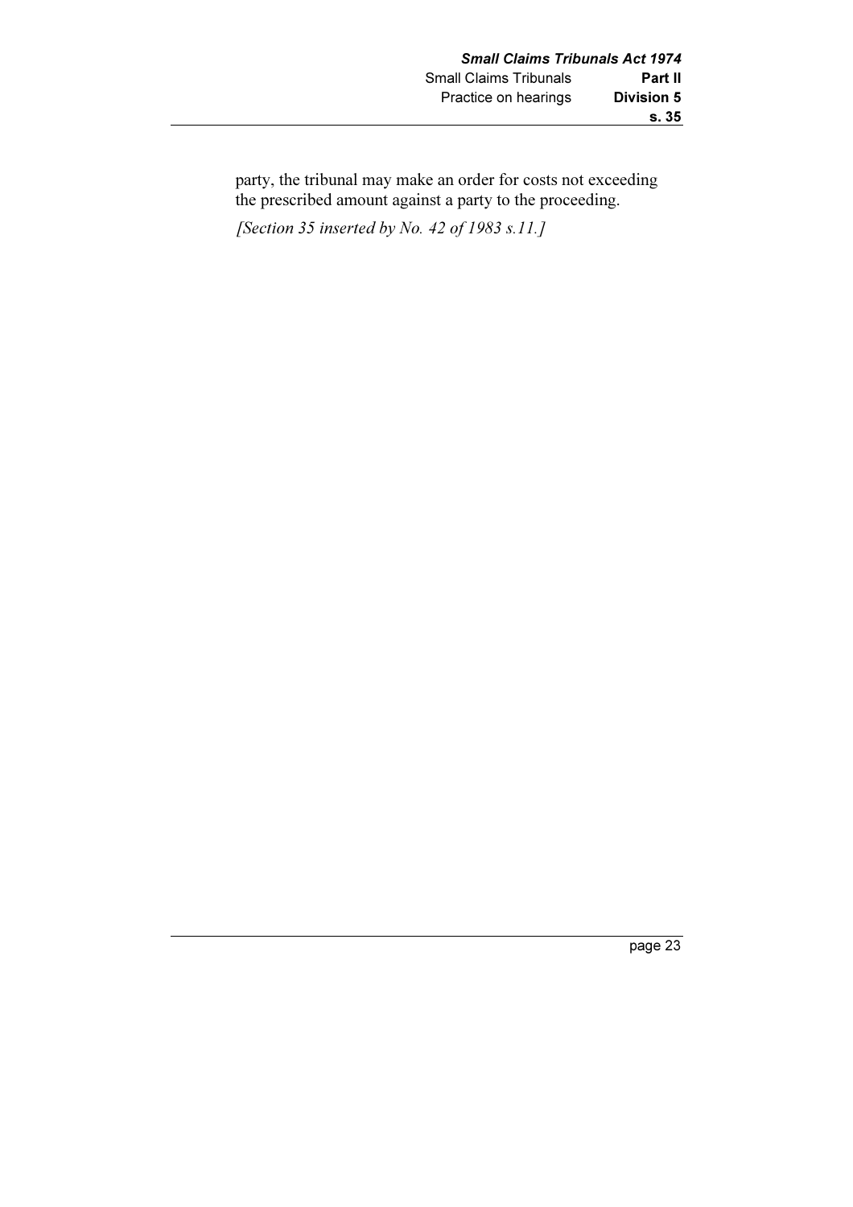party, the tribunal may make an order for costs not exceeding the prescribed amount against a party to the proceeding.

*[Section 35 inserted by No. 42 of 1983 s.11.]*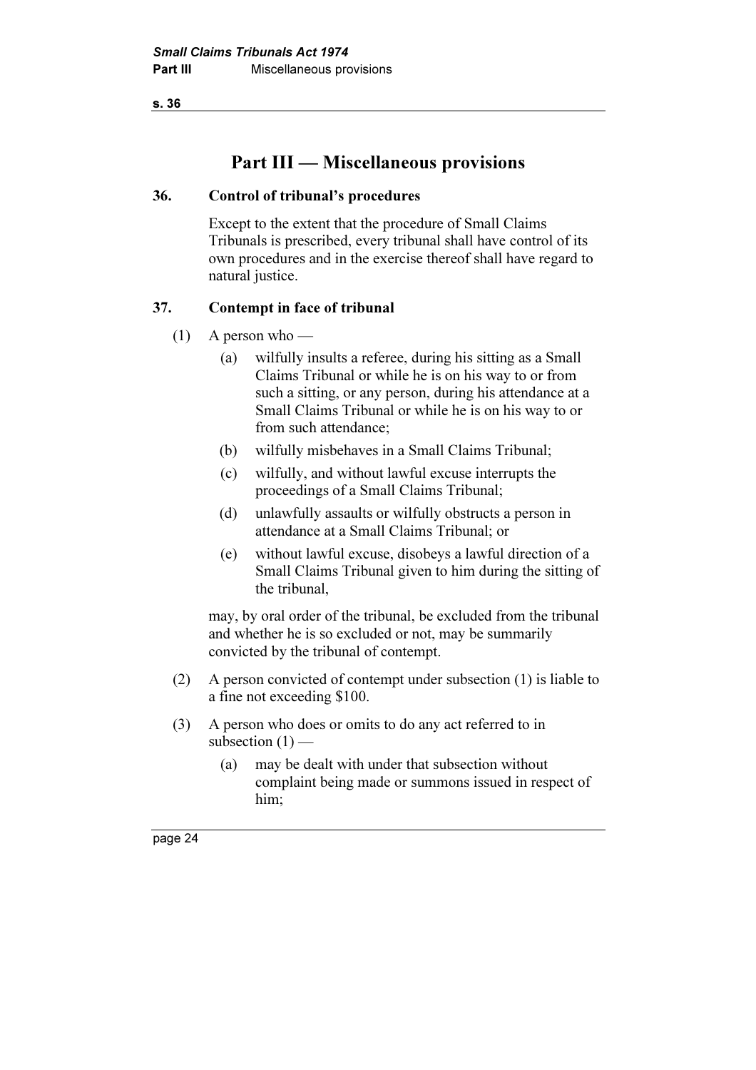# Part III — Miscellaneous provisions

## 36. Control of tribunal's procedures

Except to the extent that the procedure of Small Claims Tribunals is prescribed, every tribunal shall have control of its own procedures and in the exercise thereof shall have regard to natural justice.

## 37. Contempt in face of tribunal

(1) A person who —

- (a) wilfully insults a referee, during his sitting as a Small Claims Tribunal or while he is on his way to or from such a sitting, or any person, during his attendance at a Small Claims Tribunal or while he is on his way to or from such attendance;
- (b) wilfully misbehaves in a Small Claims Tribunal;
- (c) wilfully, and without lawful excuse interrupts the proceedings of a Small Claims Tribunal;
- (d) unlawfully assaults or wilfully obstructs a person in attendance at a Small Claims Tribunal; or
- (e) without lawful excuse, disobeys a lawful direction of a Small Claims Tribunal given to him during the sitting of the tribunal,

may, by oral order of the tribunal, be excluded from the tribunal and whether he is so excluded or not, may be summarily convicted by the tribunal of contempt.

(2) A person convicted of contempt under subsection (1) is liable to a fine not exceeding $100.

(3) A person who does or omits to do any act referred to in subsection (1) —

- (a) may be dealt with under that subsection without complaint being made or summons issued in respect of him;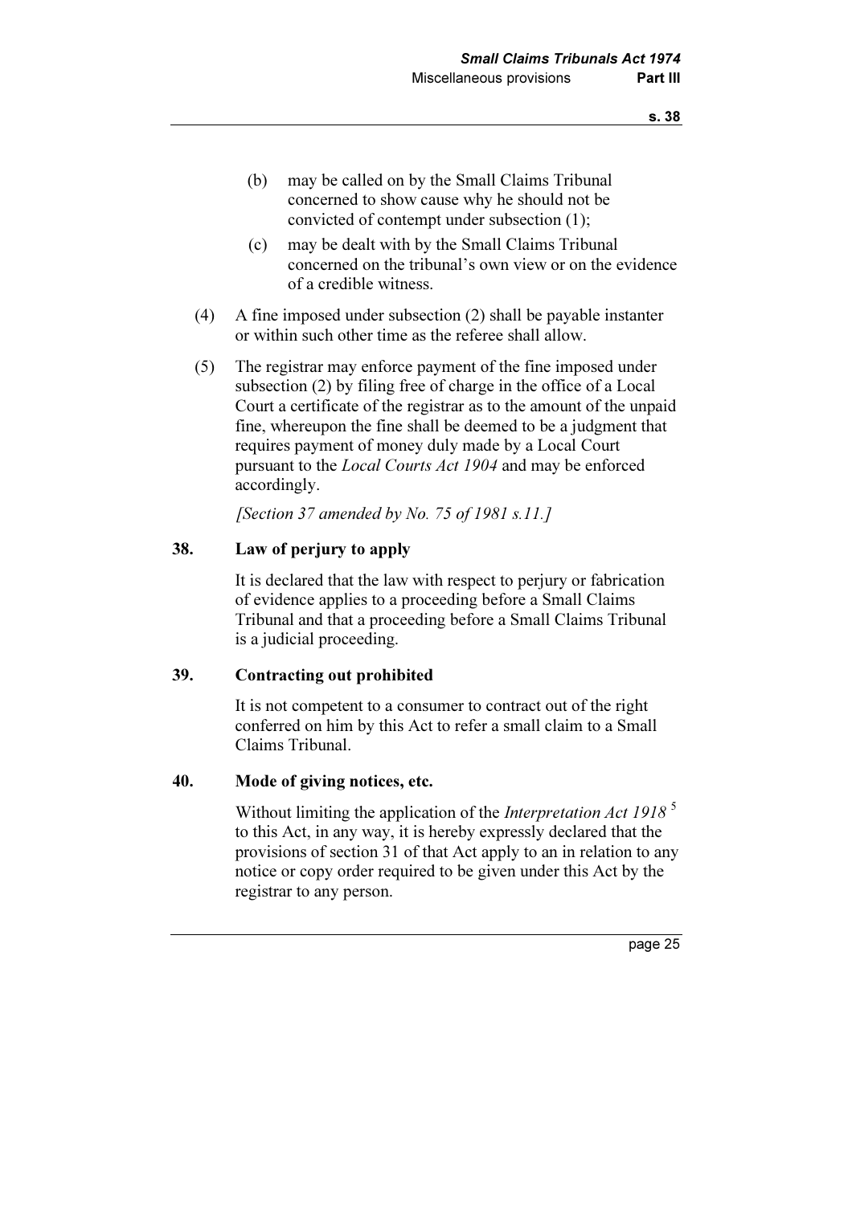(b) may be called on by the Small Claims Tribunal concerned to show cause why he should not be convicted of contempt under subsection (1);

(c) may be dealt with by the Small Claims Tribunal concerned on the tribunal's own view or on the evidence of a credible witness.

(4) A fine imposed under subsection (2) shall be payable instanter or within such other time as the referee shall allow.

(5) The registrar may enforce payment of the fine imposed under subsection (2) by filing free of charge in the office of a Local Court a certificate of the registrar as to the amount of the unpaid fine, whereupon the fine shall be deemed to be a judgment that requires payment of money duly made by a Local Court pursuant to the *Local Courts Act 1904* and may be enforced accordingly.

*[Section 37 amended by No. 75 of 1981 s.11.]*

## 38. Law of perjury to apply

It is declared that the law with respect to perjury or fabrication of evidence applies to a proceeding before a Small Claims Tribunal and that a proceeding before a Small Claims Tribunal is a judicial proceeding.

## 39. Contracting out prohibited

It is not competent to a consumer to contract out of the right conferred on him by this Act to refer a small claim to a Small Claims Tribunal.

## 40. Mode of giving notices, etc.

Without limiting the application of the *Interpretation Act 1918* [5] to this Act, in any way, it is hereby expressly declared that the provisions of section 31 of that Act apply to an in relation to any notice or copy order required to be given under this Act by the registrar to any person.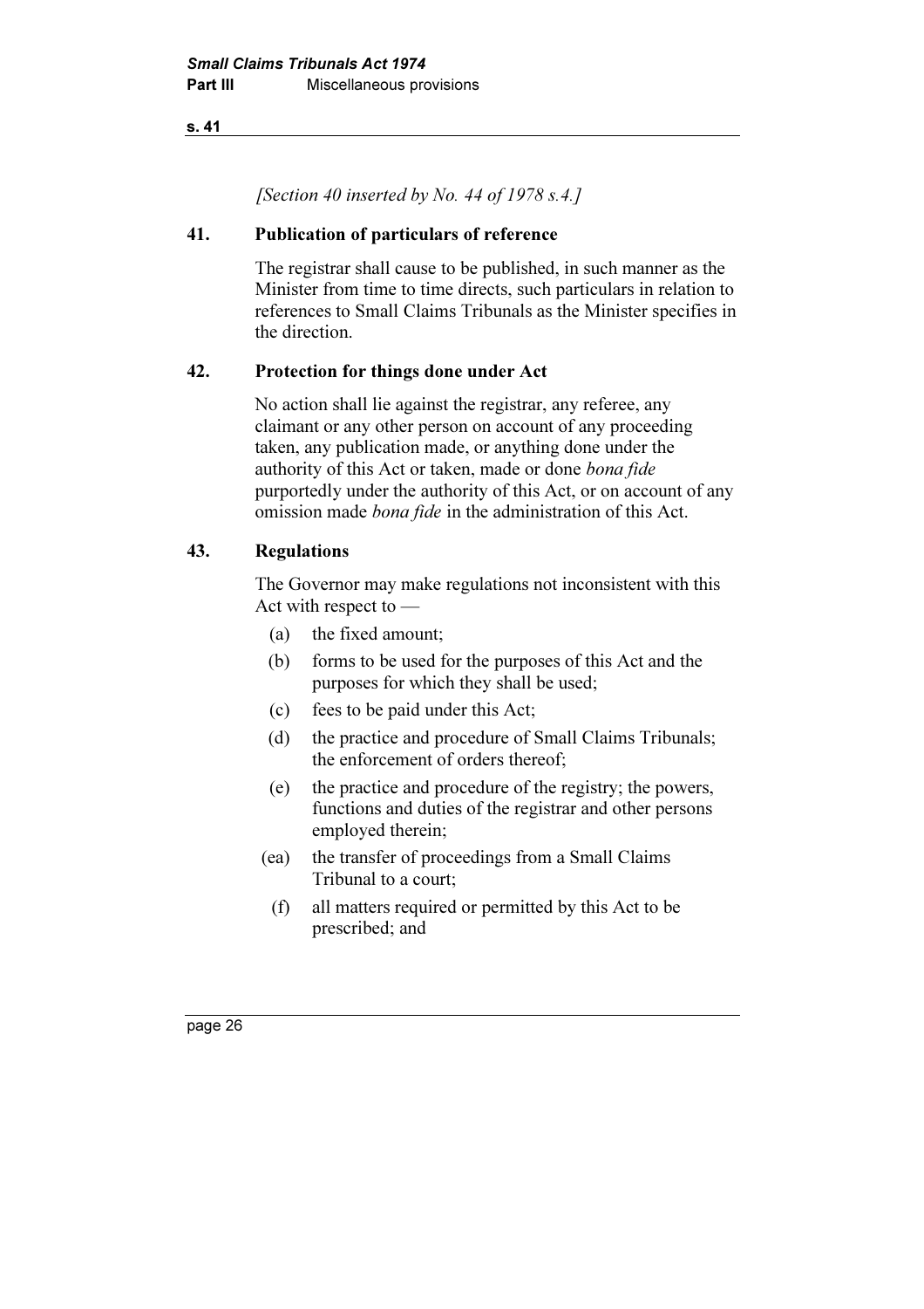*[Section 40 inserted by No. 44 of 1978 s.4.]*

### 41. Publication of particulars of reference

The registrar shall cause to be published, in such manner as the Minister from time to time directs, such particulars in relation to references to Small Claims Tribunals as the Minister specifies in the direction.

### 42. Protection for things done under Act

No action shall lie against the registrar, any referee, any claimant or any other person on account of any proceeding taken, any publication made, or anything done under the authority of this Act or taken, made or done *bona fide* purportedly under the authority of this Act, or on account of any omission made *bona fide* in the administration of this Act.

### 43. Regulations

The Governor may make regulations not inconsistent with this Act with respect to —

- (a) the fixed amount;
- (b) forms to be used for the purposes of this Act and the purposes for which they shall be used;
- (c) fees to be paid under this Act;
- (d) the practice and procedure of Small Claims Tribunals; the enforcement of orders thereof;
- (e) the practice and procedure of the registry; the powers, functions and duties of the registrar and other persons employed therein;
- (ea) the transfer of proceedings from a Small Claims Tribunal to a court;
- (f) all matters required or permitted by this Act to be prescribed; and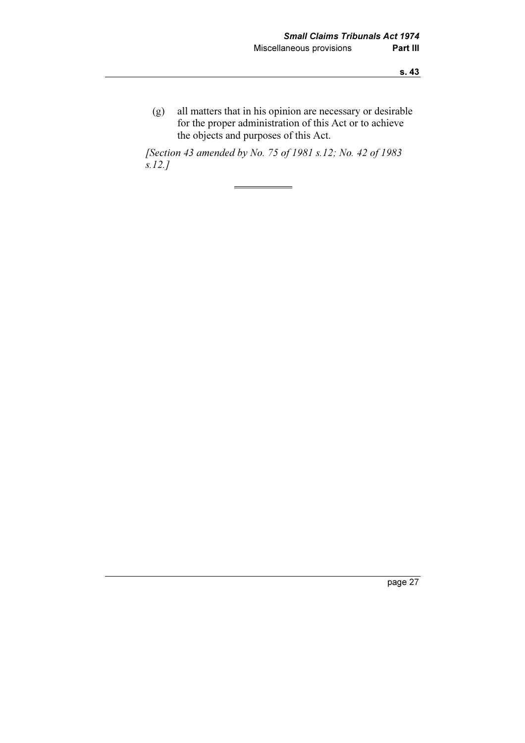(g) all matters that in his opinion are necessary or desirable for the proper administration of this Act or to achieve the objects and purposes of this Act.

*[Section 43 amended by No. 75 of 1981 s.12; No. 42 of 1983 s.12.]*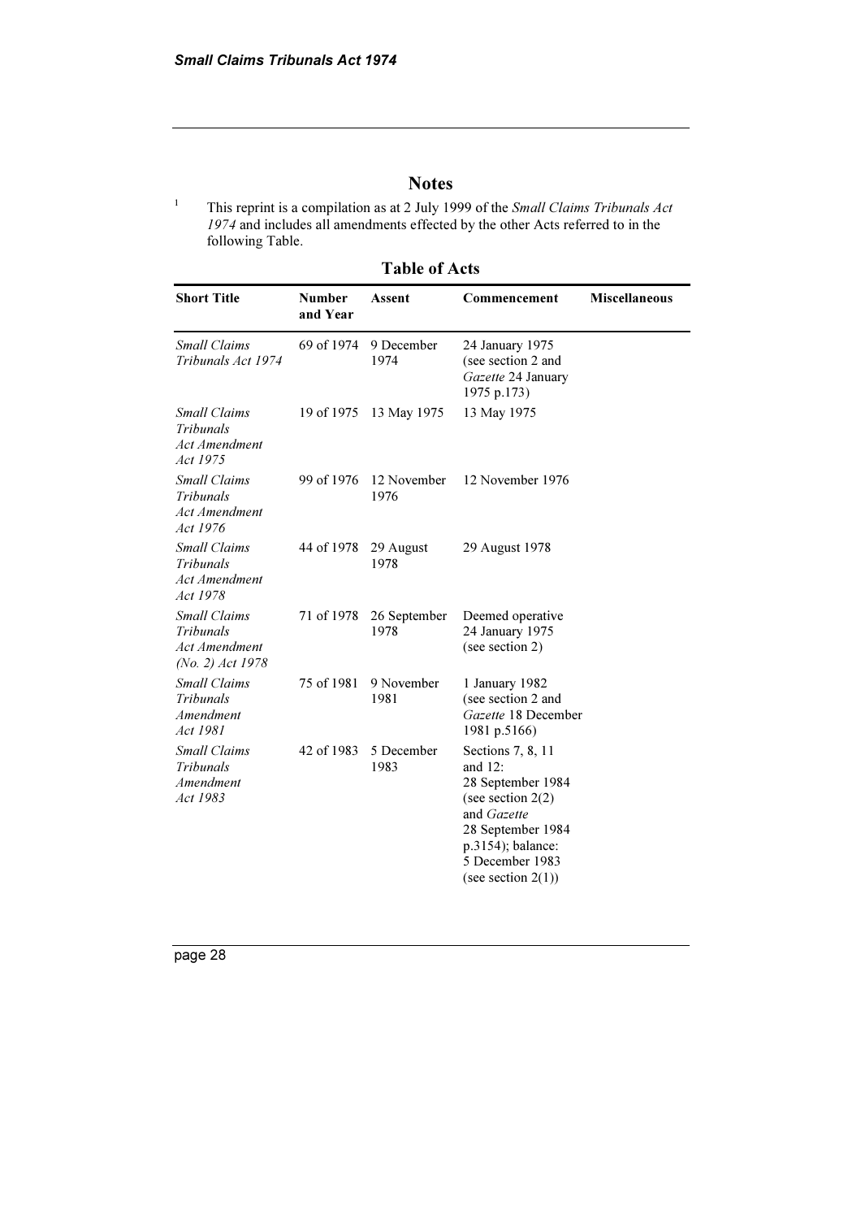# Notes

[1] This reprint is a compilation as at 2 July 1999 of the *Small Claims Tribunals Act 1974* and includes all amendments effected by the other Acts referred to in the following Table.

## Table of Acts

| Short Title | Number and Year | Assent | Commencement | Miscellaneous |
|---|---|---|---|---|
| *Small Claims Tribunals Act 1974* | 69 of 1974 | 9 December 1974 | 24 January 1975 (see section 2 and *Gazette* 24 January 1975 p.173) | |
| *Small Claims Tribunals Act Amendment Act 1975* | 19 of 1975 | 13 May 1975 | 13 May 1975 | |
| *Small Claims Tribunals Act Amendment Act 1976* | 99 of 1976 | 12 November 1976 | 12 November 1976 | |
| *Small Claims Tribunals Act Amendment Act 1978* | 44 of 1978 | 29 August 1978 | 29 August 1978 | |
| *Small Claims Tribunals Act Amendment (No. 2) Act 1978* | 71 of 1978 | 26 September 1978 | Deemed operative 24 January 1975 (see section 2) | |
| *Small Claims Tribunals Amendment Act 1981* | 75 of 1981 | 9 November 1981 | 1 January 1982 (see section 2 and *Gazette* 18 December 1981 p.5166) | |
| *Small Claims Tribunals Amendment Act 1983* | 42 of 1983 | 5 December 1983 | Sections 7, 8, 11 and 12: 28 September 1984 (see section 2(2) and *Gazette* 28 September 1984 p.3154); balance: 5 December 1983 (see section 2(1)) | |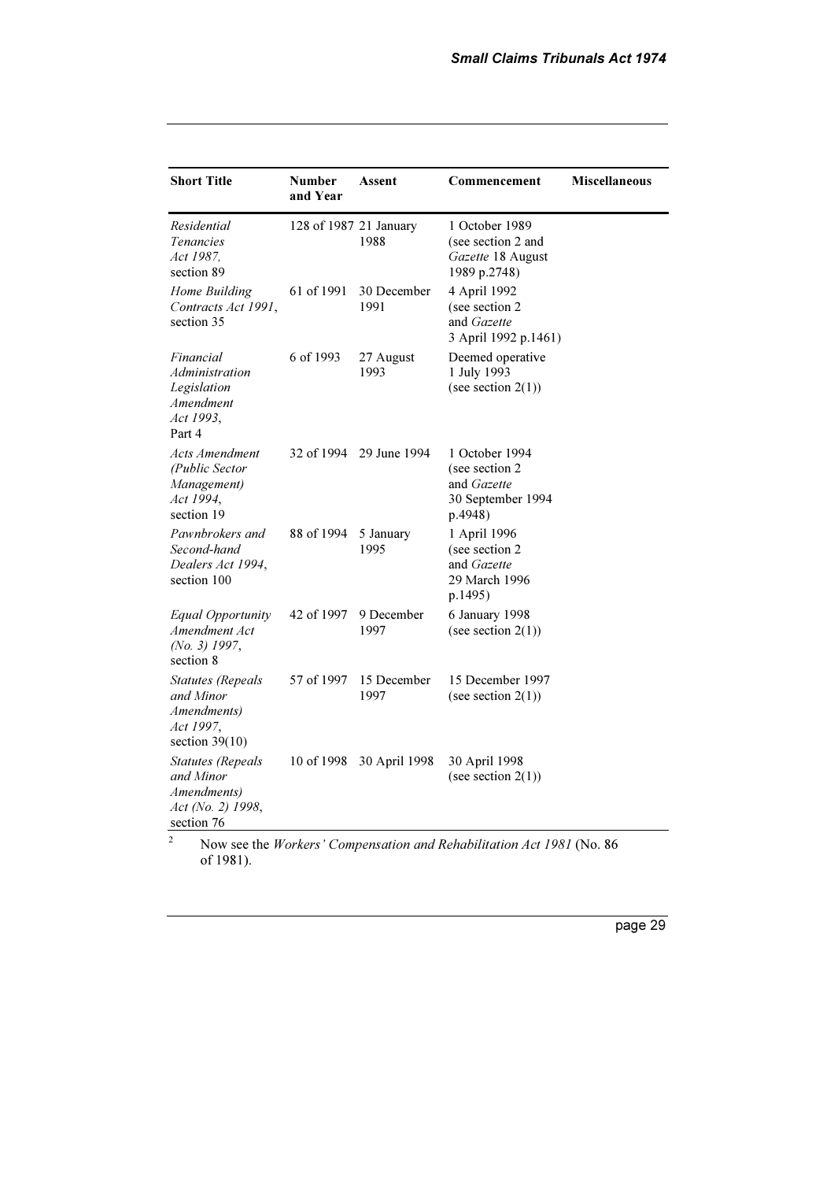| Short Title | Number and Year | Assent | Commencement | Miscellaneous |
|---|---|---|---|---|
| *Residential Tenancies Act 1987*, section 89 | 128 of 1987 | 21 January 1988 | 1 October 1989 (see section 2 and *Gazette* 18 August 1989 p.2748) | |
| *Home Building Contracts Act 1991*, section 35 | 61 of 1991 | 30 December 1991 | 4 April 1992 (see section 2 and *Gazette* 3 April 1992 p.1461) | |
| *Financial Administration Legislation Amendment Act 1993*, Part 4 | 6 of 1993 | 27 August 1993 | Deemed operative 1 July 1993 (see section 2(1)) | |
| *Acts Amendment (Public Sector Management) Act 1994*, section 19 | 32 of 1994 | 29 June 1994 | 1 October 1994 (see section 2 and *Gazette* 30 September 1994 p.4948) | |
| *Pawnbrokers and Second-hand Dealers Act 1994*, section 100 | 88 of 1994 | 5 January 1995 | 1 April 1996 (see section 2 and *Gazette* 29 March 1996 p.1495) | |
| *Equal Opportunity Amendment Act (No. 3) 1997*, section 8 | 42 of 1997 | 9 December 1997 | 6 January 1998 (see section 2(1)) | |
| *Statutes (Repeals and Minor Amendments) Act 1997*, section 39(10) | 57 of 1997 | 15 December 1997 | 15 December 1997 (see section 2(1)) | |
| *Statutes (Repeals and Minor Amendments) Act (No. 2) 1998*, section 76 | 10 of 1998 | 30 April 1998 | 30 April 1998 (see section 2(1)) | |

[2] Now see the *Workers' Compensation and Rehabilitation Act 1981* (No. 86 of 1981).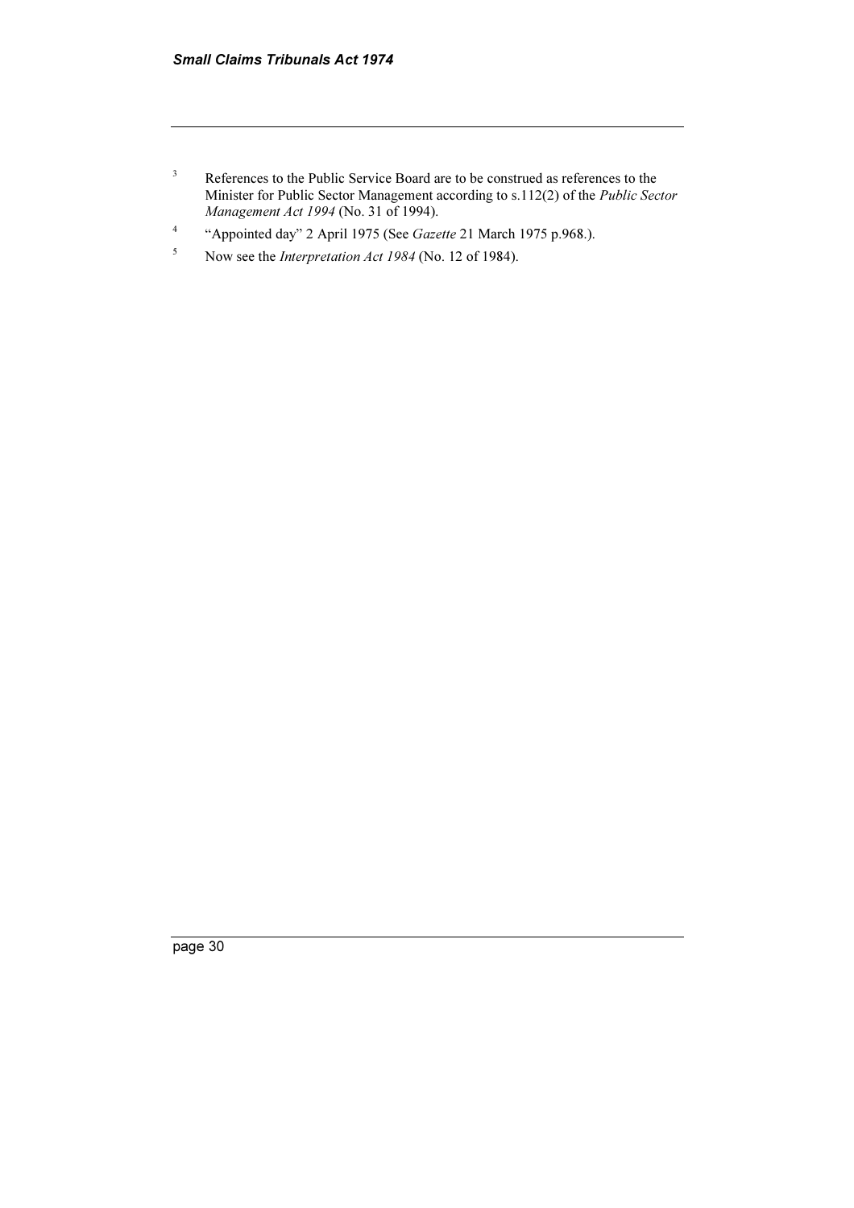[3] References to the Public Service Board are to be construed as references to the Minister for Public Sector Management according to s.112(2) of the *Public Sector Management Act 1994* (No. 31 of 1994).

[4] "Appointed day" 2 April 1975 (See *Gazette* 21 March 1975 p.968.).

[5] Now see the *Interpretation Act 1984* (No. 12 of 1984).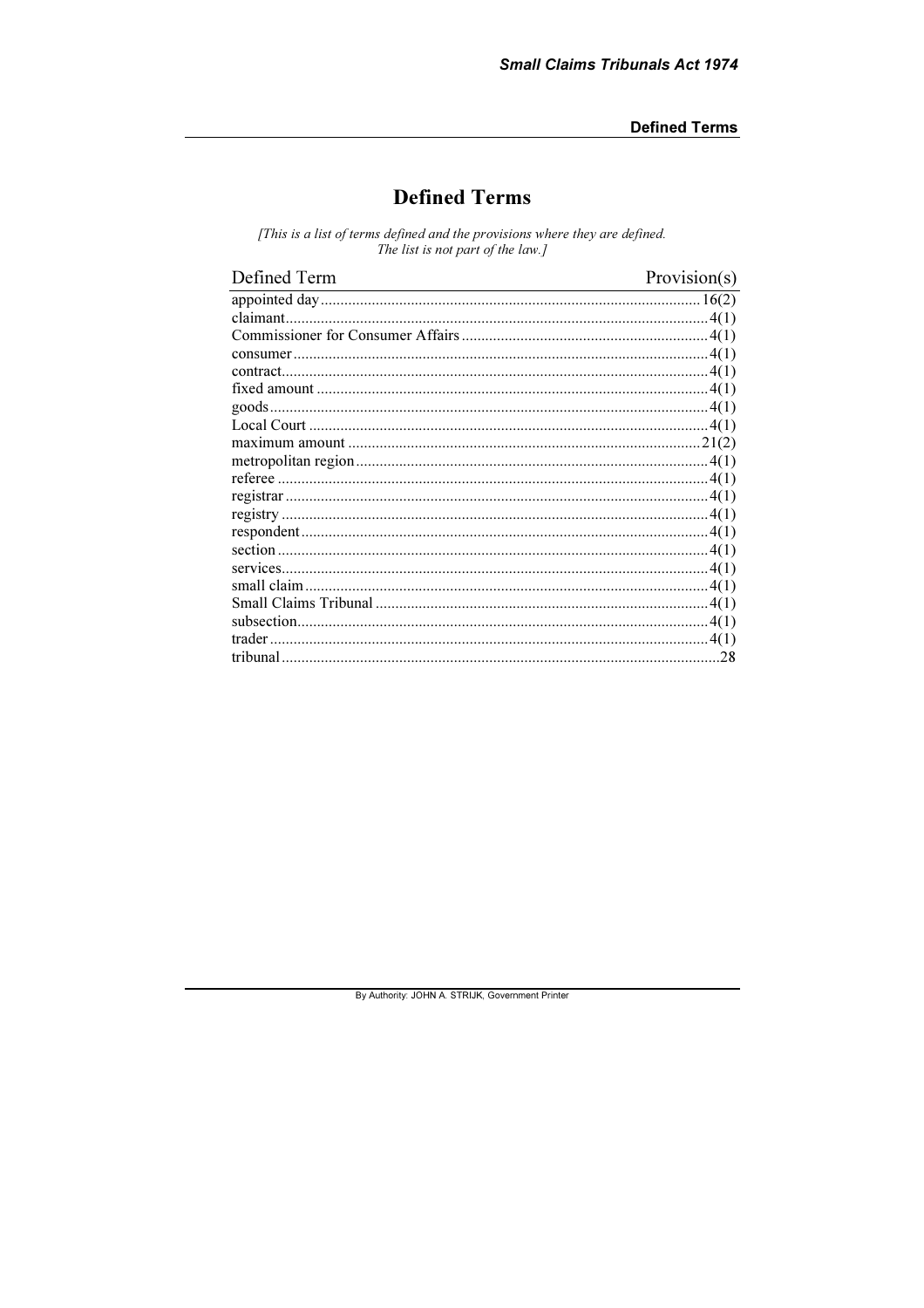# Defined Terms

*[This is a list of terms defined and the provisions where they are defined. The list is not part of the law.]*

| Defined Term | Provision(s) |
| --- | --- |
| appointed day | 16(2) |
| claimant | 4(1) |
| Commissioner for Consumer Affairs | 4(1) |
| consumer | 4(1) |
| contract | 4(1) |
| fixed amount | 4(1) |
| goods | 4(1) |
| Local Court | 4(1) |
| maximum amount | 21(2) |
| metropolitan region | 4(1) |
| referee | 4(1) |
| registrar | 4(1) |
| registry | 4(1) |
| respondent | 4(1) |
| section | 4(1) |
| services | 4(1) |
| small claim | 4(1) |
| Small Claims Tribunal | 4(1) |
| subsection | 4(1) |
| trader | 4(1) |
| tribunal | 28 |

By Authority: JOHN A. STRIJK, Government Printer